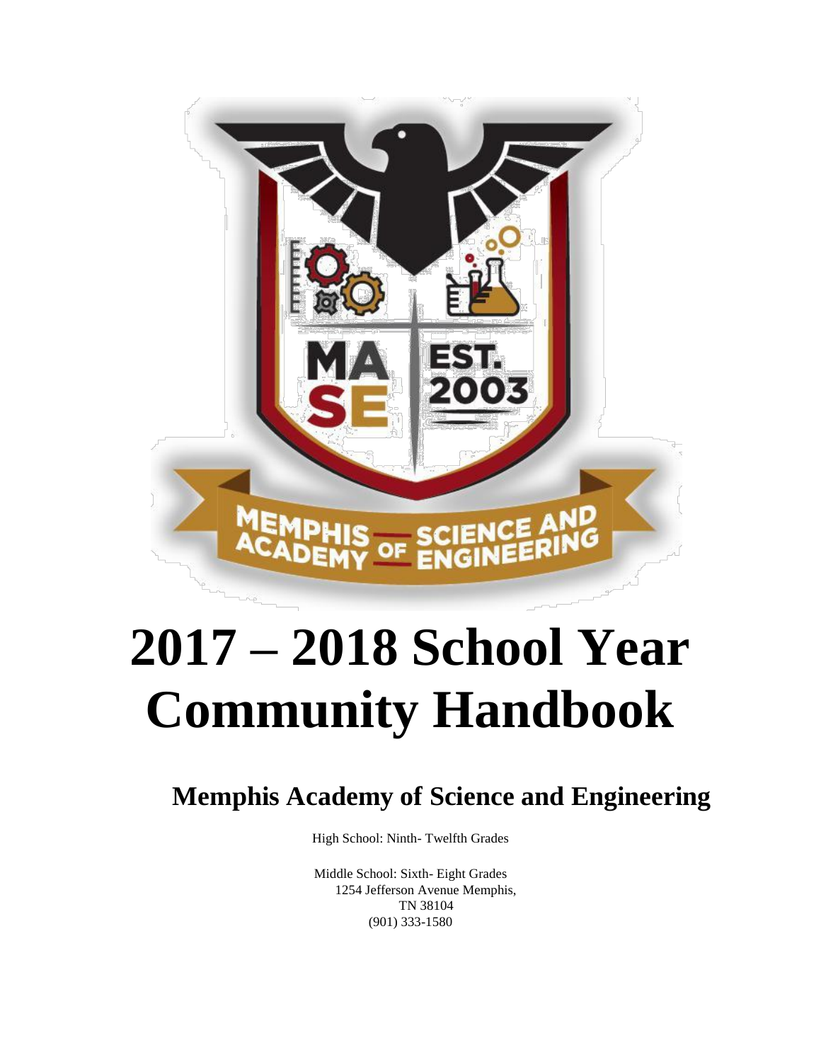# 2017 – 2018 School Year Community Handbook

## Memphis Academy of Science and Engineering

High School: Ninth- Twelfth Grades

Middle School: Sixth- Eight Grades
1254 Jefferson Avenue Memphis,
TN 38104
(901) 333-1580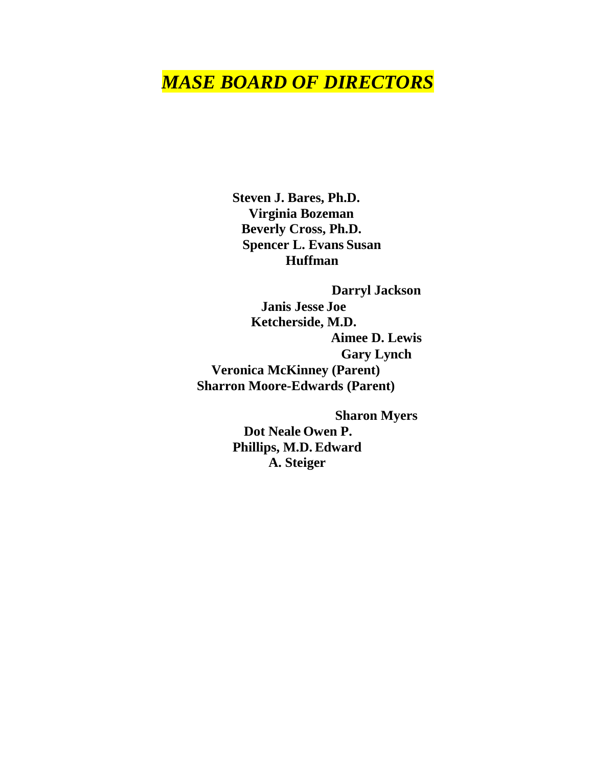# *MASE BOARD OF DIRECTORS*

**Steven J. Bares, Ph.D.**
**Virginia Bozeman**
**Beverly Cross, Ph.D.**
**Spencer L. Evans**
**Susan Huffman**

**Darryl Jackson**
**Janis Jesse**
**Joe Ketcherside, M.D.**
**Aimee D. Lewis**
**Gary Lynch**
**Veronica McKinney (Parent)**
**Sharron Moore-Edwards (Parent)**

**Sharon Myers**
**Dot Neale**
**Owen P. Phillips, M.D.**
**Edward A. Steiger**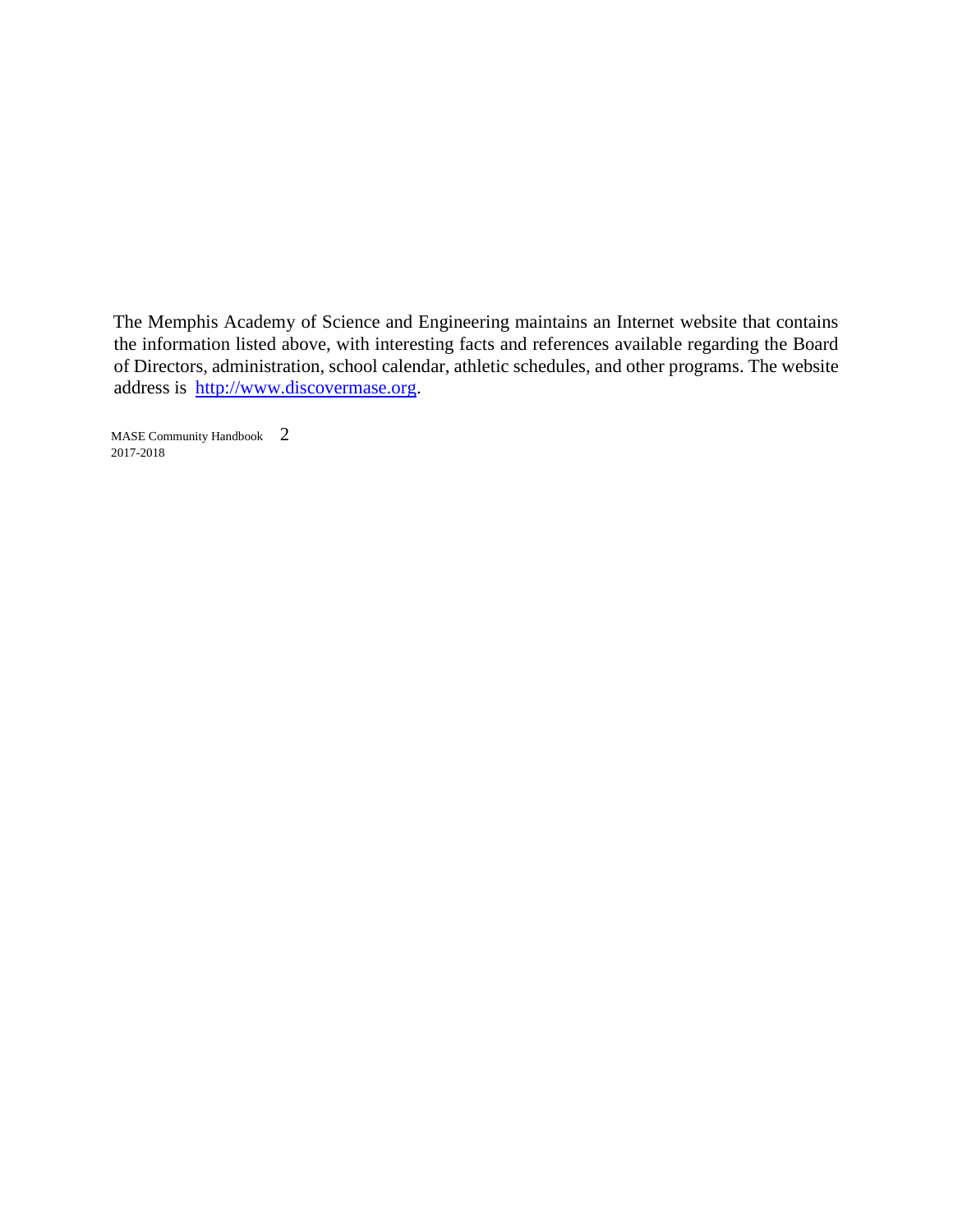The Memphis Academy of Science and Engineering maintains an Internet website that contains the information listed above, with interesting facts and references available regarding the Board of Directors, administration, school calendar, athletic schedules, and other programs. The website address is [http://www.discovermase.org](http://www.discovermase.org).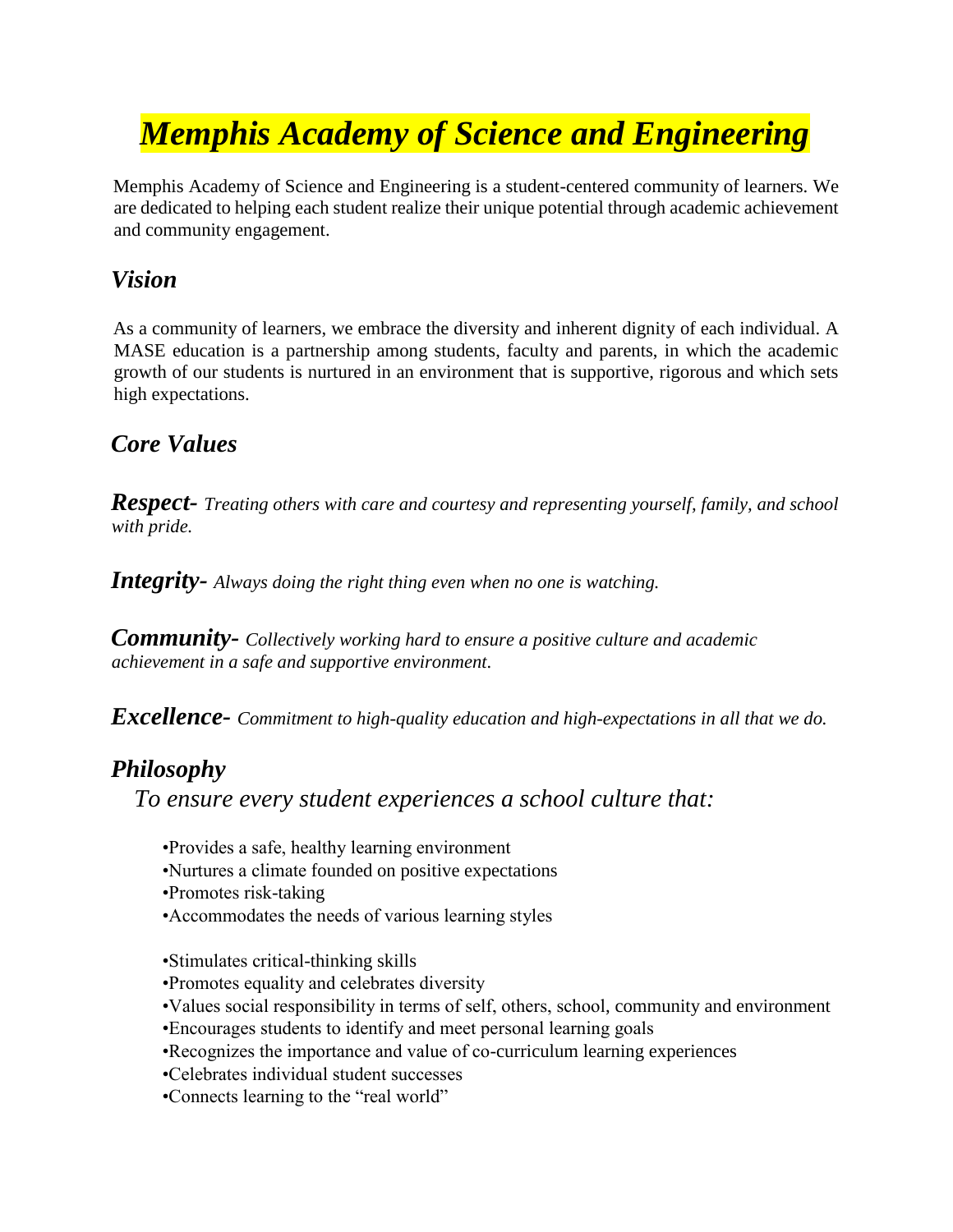# *Memphis Academy of Science and Engineering*

Memphis Academy of Science and Engineering is a student-centered community of learners. We are dedicated to helping each student realize their unique potential through academic achievement and community engagement.

## *Vision*

As a community of learners, we embrace the diversity and inherent dignity of each individual. A MASE education is a partnership among students, faculty and parents, in which the academic growth of our students is nurtured in an environment that is supportive, rigorous and which sets high expectations.

## *Core Values*

***Respect-*** *Treating others with care and courtesy and representing yourself, family, and school with pride.*

***Integrity-*** *Always doing the right thing even when no one is watching.*

***Community-*** *Collectively working hard to ensure a positive culture and academic achievement in a safe and supportive environment.*

***Excellence-*** *Commitment to high-quality education and high-expectations in all that we do.*

## *Philosophy*

*To ensure every student experiences a school culture that:*

- Provides a safe, healthy learning environment
- Nurtures a climate founded on positive expectations
- Promotes risk-taking
- Accommodates the needs of various learning styles

- Stimulates critical-thinking skills
- Promotes equality and celebrates diversity
- Values social responsibility in terms of self, others, school, community and environment
- Encourages students to identify and meet personal learning goals
- Recognizes the importance and value of co-curriculum learning experiences
- Celebrates individual student successes
- Connects learning to the "real world"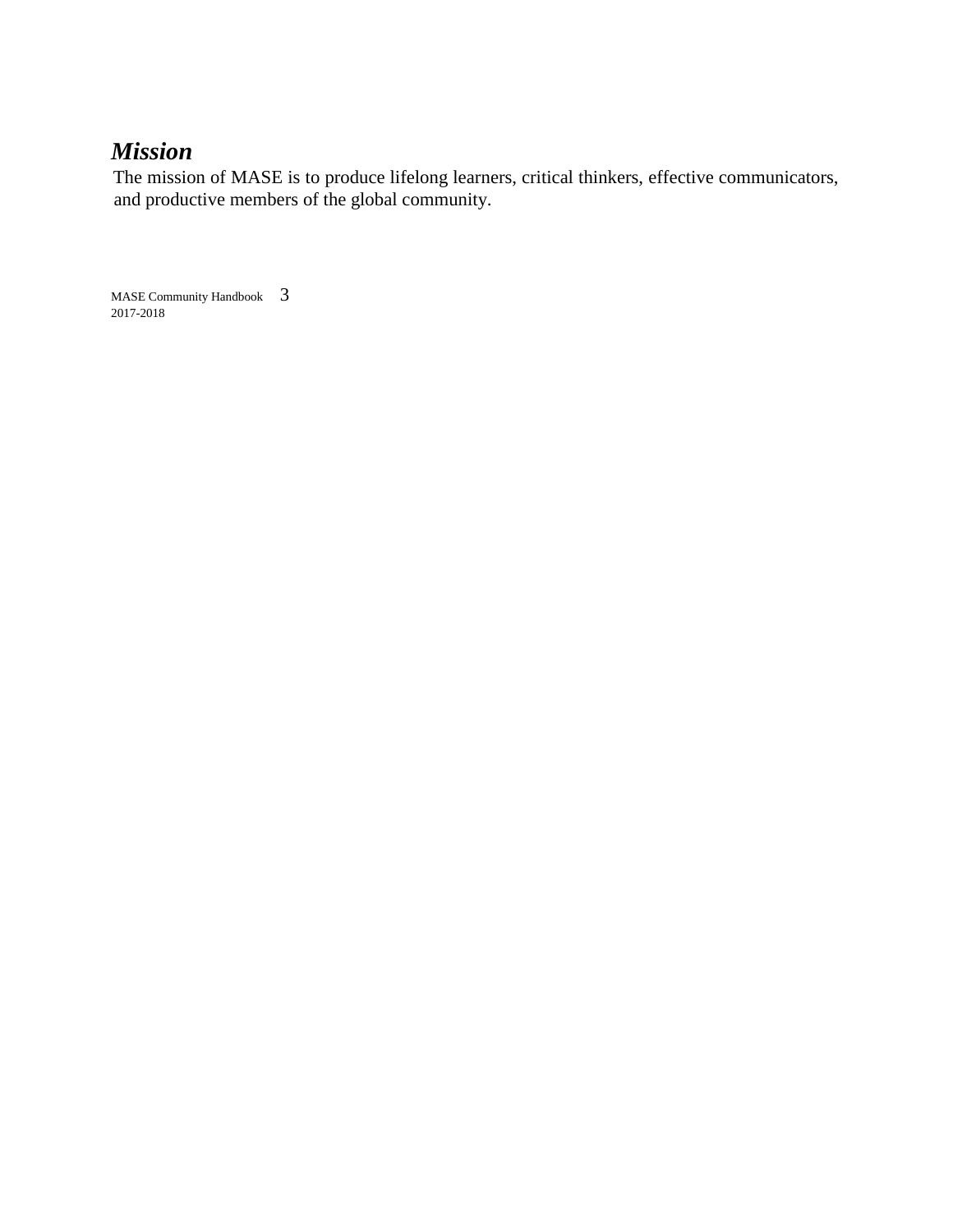## *Mission*

The mission of MASE is to produce lifelong learners, critical thinkers, effective communicators, and productive members of the global community.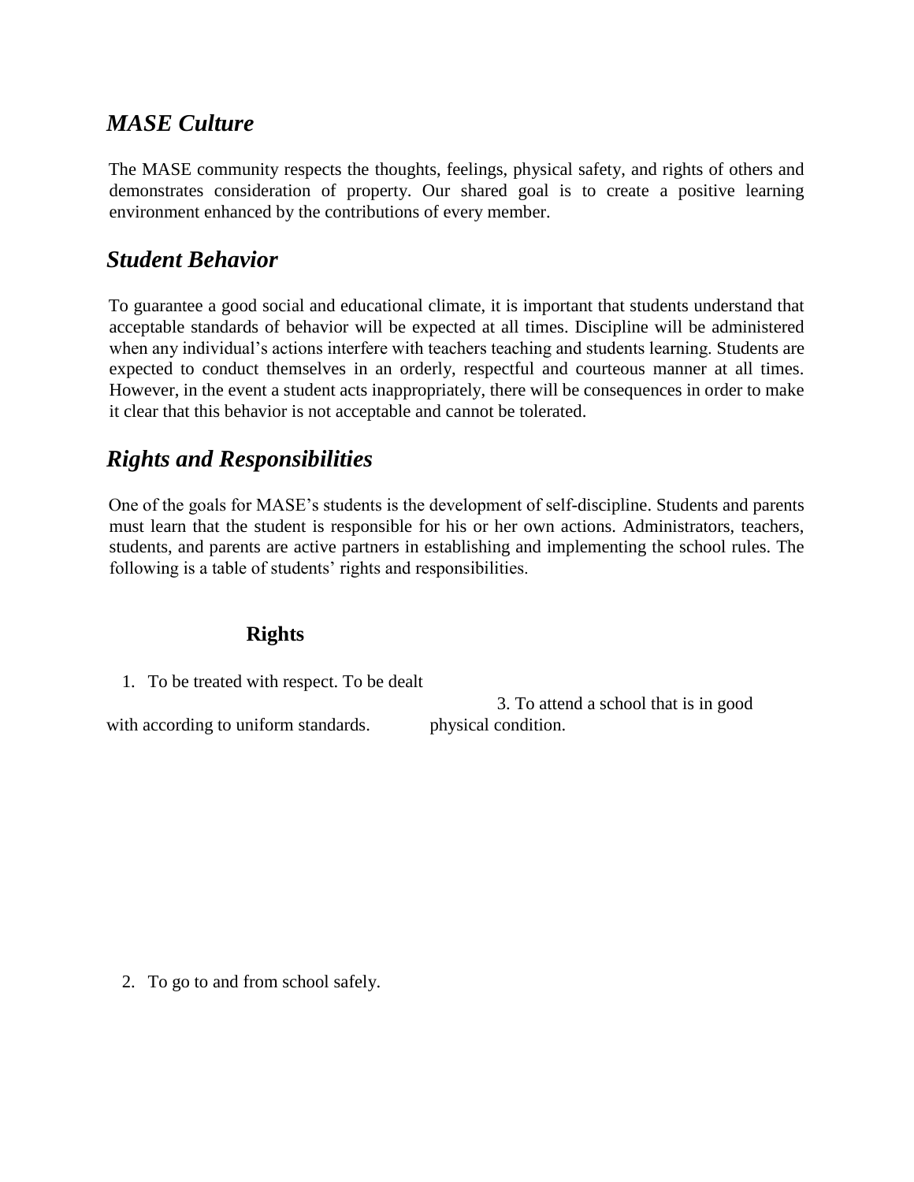## *MASE Culture*

The MASE community respects the thoughts, feelings, physical safety, and rights of others and demonstrates consideration of property. Our shared goal is to create a positive learning environment enhanced by the contributions of every member.

## *Student Behavior*

To guarantee a good social and educational climate, it is important that students understand that acceptable standards of behavior will be expected at all times. Discipline will be administered when any individual's actions interfere with teachers teaching and students learning. Students are expected to conduct themselves in an orderly, respectful and courteous manner at all times. However, in the event a student acts inappropriately, there will be consequences in order to make it clear that this behavior is not acceptable and cannot be tolerated.

## *Rights and Responsibilities*

One of the goals for MASE's students is the development of self-discipline. Students and parents must learn that the student is responsible for his or her own actions. Administrators, teachers, students, and parents are active partners in establishing and implementing the school rules. The following is a table of students' rights and responsibilities.

**Rights**

1. To be treated with respect. To be dealt with according to uniform standards.
2. To go to and from school safely.
3. To attend a school that is in good physical condition.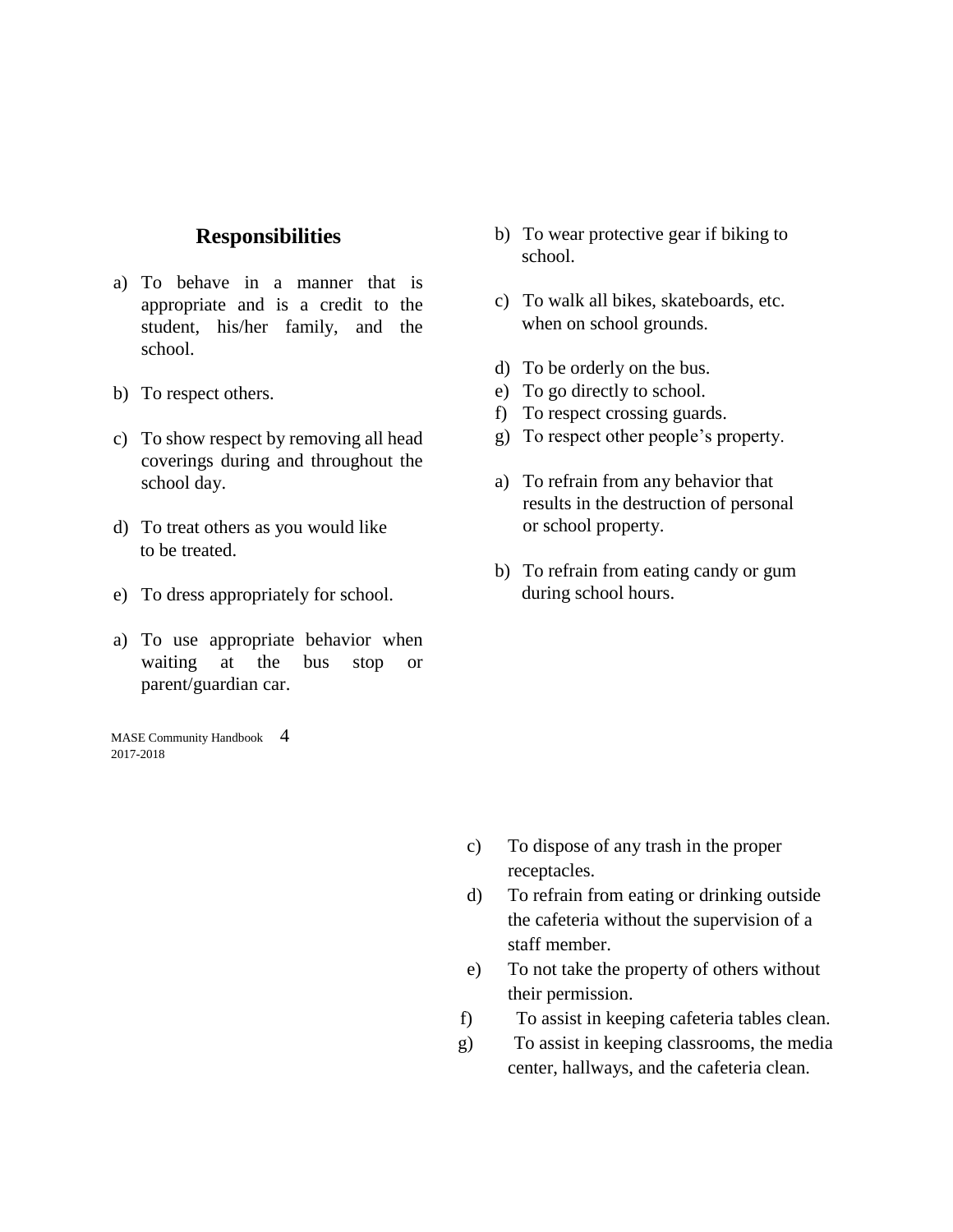## Responsibilities

a) To behave in a manner that is appropriate and is a credit to the student, his/her family, and the school.

b) To respect others.

c) To show respect by removing all head coverings during and throughout the school day.

d) To treat others as you would like to be treated.

e) To dress appropriately for school.

a) To use appropriate behavior when waiting at the bus stop or parent/guardian car.

b) To wear protective gear if biking to school.

c) To walk all bikes, skateboards, etc. when on school grounds.

d) To be orderly on the bus.
e) To go directly to school.
f) To respect crossing guards.
g) To respect other people's property.

a) To refrain from any behavior that results in the destruction of personal or school property.

b) To refrain from eating candy or gum during school hours.

c) To dispose of any trash in the proper receptacles.
d) To refrain from eating or drinking outside the cafeteria without the supervision of a staff member.
e) To not take the property of others without their permission.
f) To assist in keeping cafeteria tables clean.
g) To assist in keeping classrooms, the media center, hallways, and the cafeteria clean.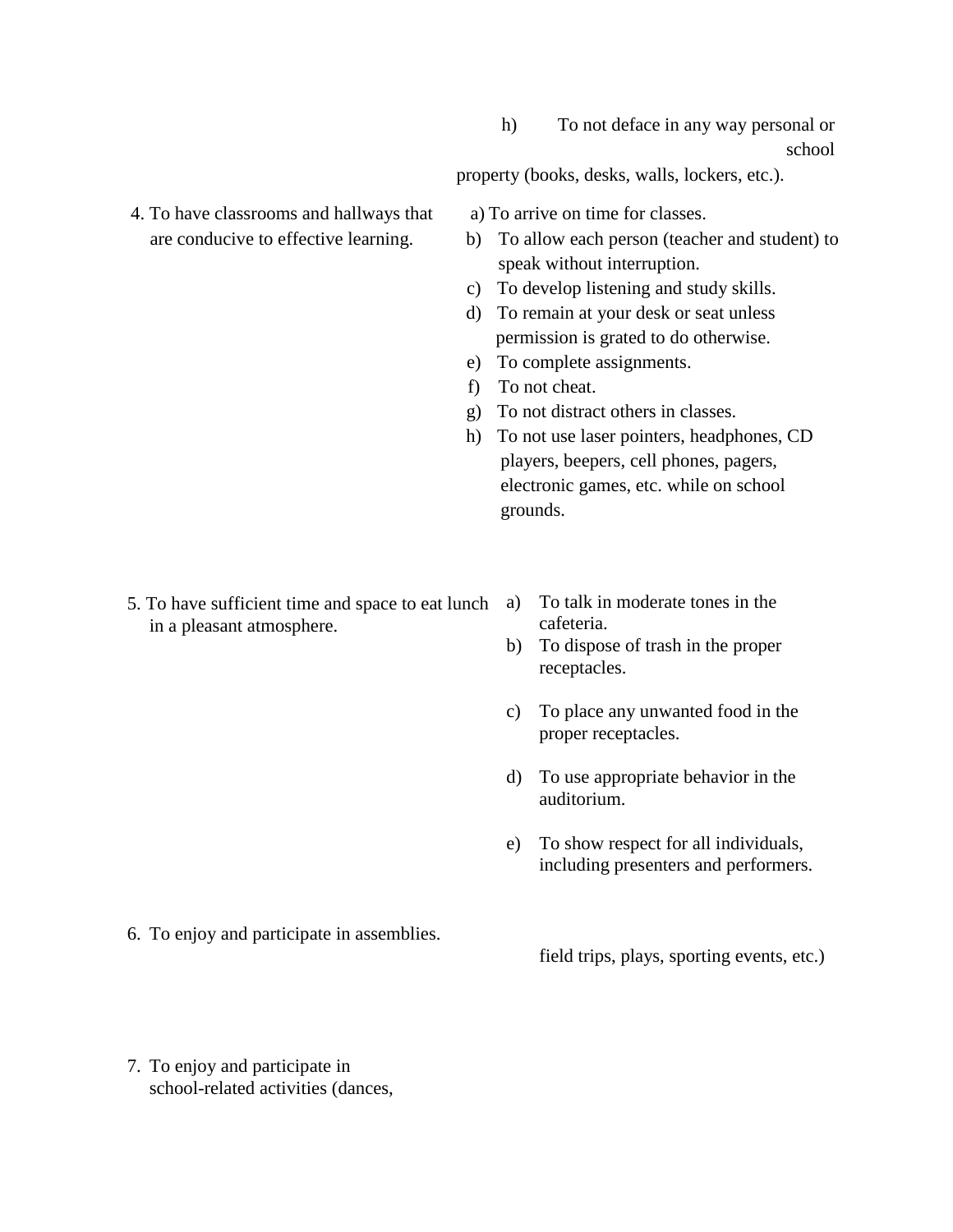| | |
|---|---|
| | h) To not deface in any way personal or school property (books, desks, walls, lockers, etc.). |
| 4. To have classrooms and hallways that are conducive to effective learning. | a) To arrive on time for classes.<br>b) To allow each person (teacher and student) to speak without interruption.<br>c) To develop listening and study skills.<br>d) To remain at your desk or seat unless permission is grated to do otherwise.<br>e) To complete assignments.<br>f) To not cheat.<br>g) To not distract others in classes.<br>h) To not use laser pointers, headphones, CD players, beepers, cell phones, pagers, electronic games, etc. while on school grounds. |
| 5. To have sufficient time and space to eat lunch in a pleasant atmosphere. | a) To talk in moderate tones in the cafeteria.<br>b) To dispose of trash in the proper receptacles.<br>c) To place any unwanted food in the proper receptacles.<br>d) To use appropriate behavior in the auditorium.<br>e) To show respect for all individuals, including presenters and performers. |
| 6. To enjoy and participate in assemblies. | field trips, plays, sporting events, etc.) |
| 7. To enjoy and participate in school-related activities (dances, | |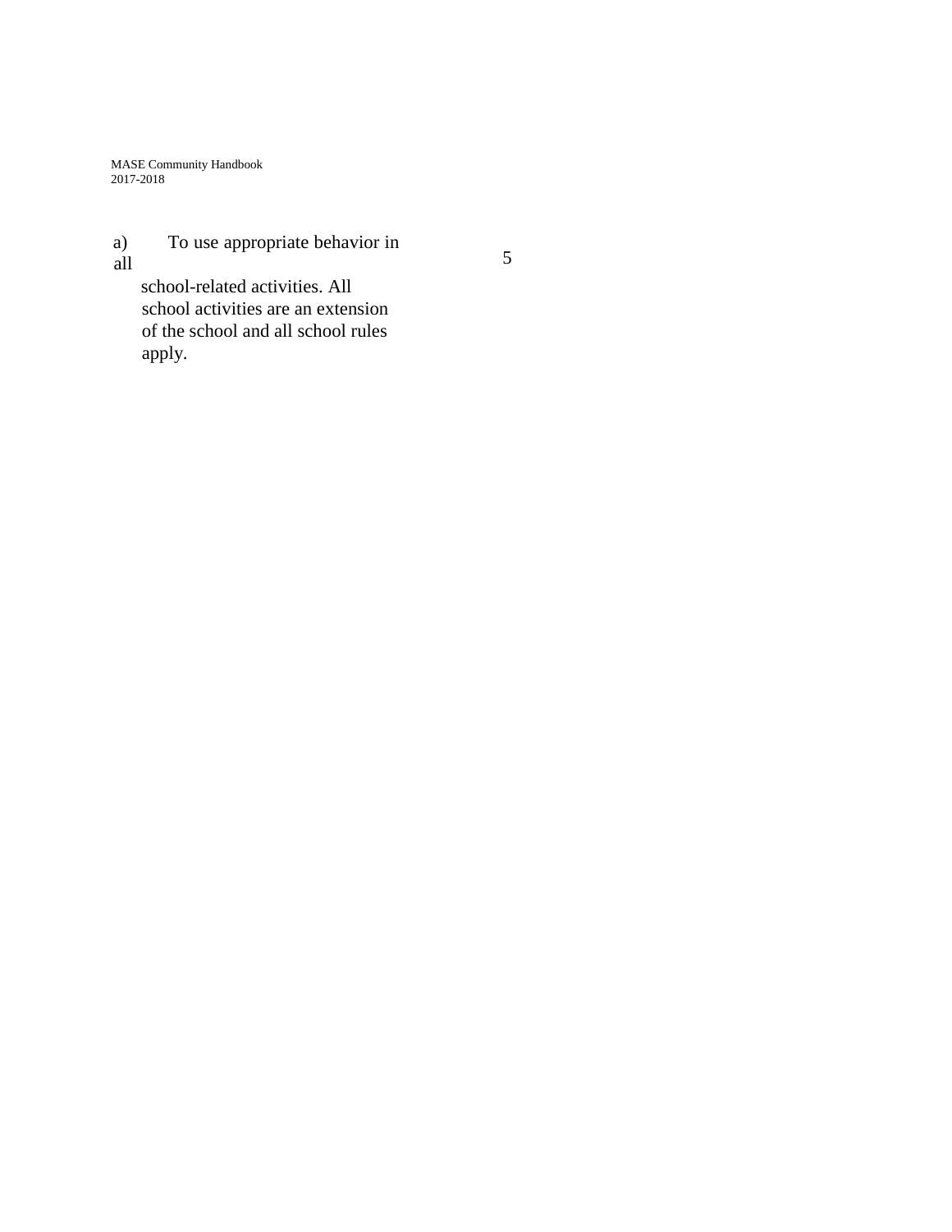a) To use appropriate behavior in all school-related activities. All school activities are an extension of the school and all school rules apply.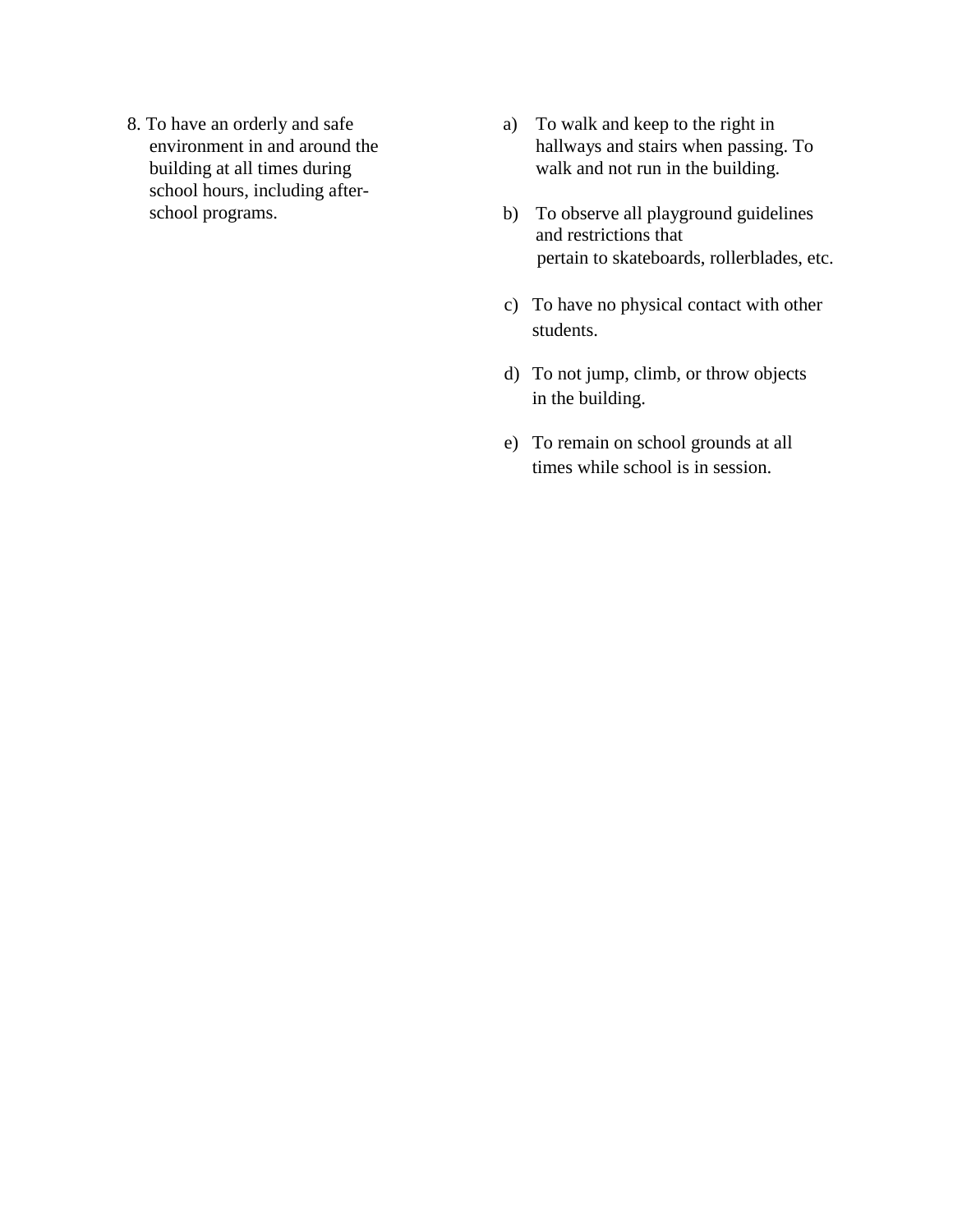8. To have an orderly and safe environment in and around the building at all times during school hours, including after-school programs.

a) To walk and keep to the right in hallways and stairs when passing. To walk and not run in the building.

b) To observe all playground guidelines and restrictions that pertain to skateboards, rollerblades, etc.

c) To have no physical contact with other students.

d) To not jump, climb, or throw objects in the building.

e) To remain on school grounds at all times while school is in session.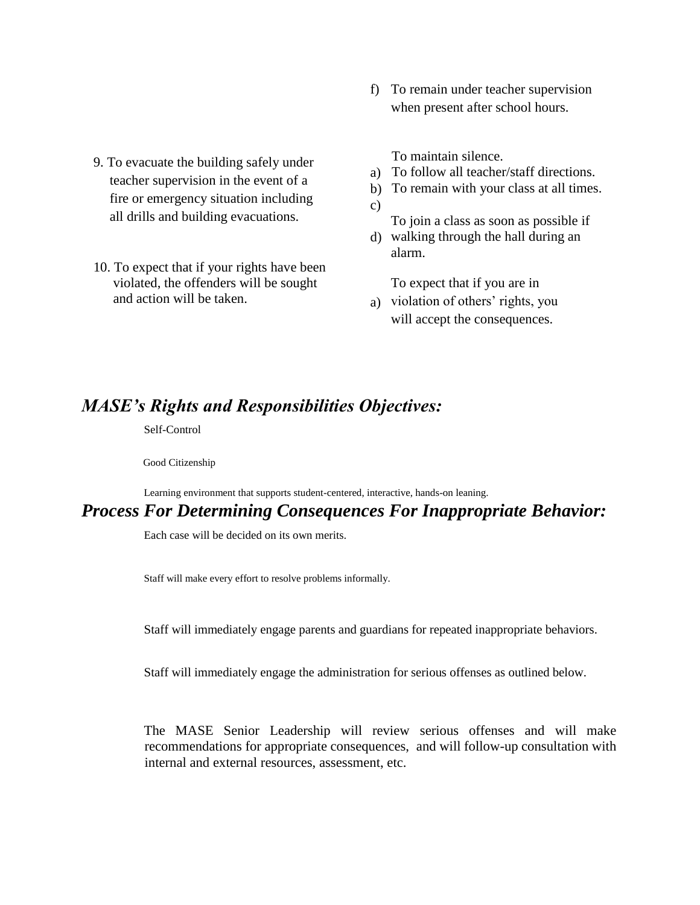9. To evacuate the building safely under teacher supervision in the event of a fire or emergency situation including all drills and building evacuations.

10. To expect that if your rights have been violated, the offenders will be sought and action will be taken.

f) To remain under teacher supervision when present after school hours.

a) To maintain silence.
b) To follow all teacher/staff directions.
c) To remain with your class at all times.
d) To join a class as soon as possible if walking through the hall during an alarm.

a) To expect that if you are in violation of others' rights, you will accept the consequences.

## *MASE's Rights and Responsibilities Objectives:*

Self-Control

Good Citizenship

Learning environment that supports student-centered, interactive, hands-on leaning.

## *Process For Determining Consequences For Inappropriate Behavior:*

Each case will be decided on its own merits.

Staff will make every effort to resolve problems informally.

Staff will immediately engage parents and guardians for repeated inappropriate behaviors.

Staff will immediately engage the administration for serious offenses as outlined below.

The MASE Senior Leadership will review serious offenses and will make recommendations for appropriate consequences, and will follow-up consultation with internal and external resources, assessment, etc.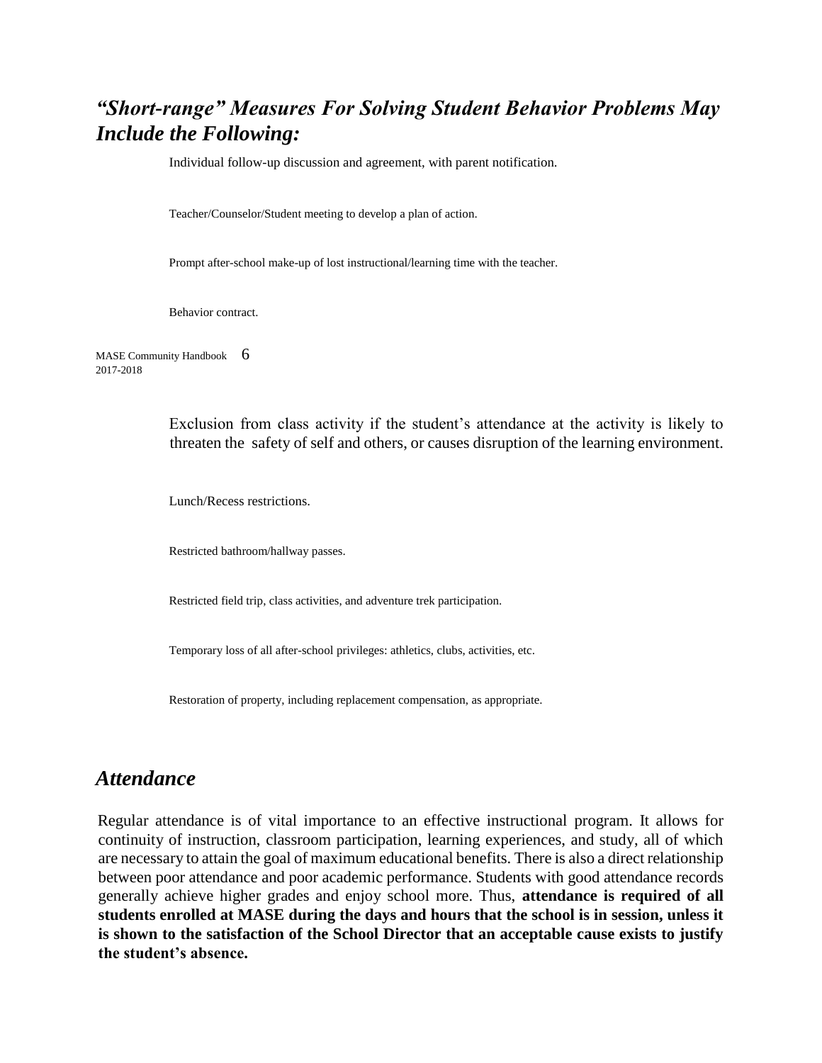## *"Short-range" Measures For Solving Student Behavior Problems May Include the Following:*

Individual follow-up discussion and agreement, with parent notification.

Teacher/Counselor/Student meeting to develop a plan of action.

Prompt after-school make-up of lost instructional/learning time with the teacher.

Behavior contract.

Exclusion from class activity if the student's attendance at the activity is likely to threaten the safety of self and others, or causes disruption of the learning environment.

Lunch/Recess restrictions.

Restricted bathroom/hallway passes.

Restricted field trip, class activities, and adventure trek participation.

Temporary loss of all after-school privileges: athletics, clubs, activities, etc.

Restoration of property, including replacement compensation, as appropriate.

## *Attendance*

Regular attendance is of vital importance to an effective instructional program. It allows for continuity of instruction, classroom participation, learning experiences, and study, all of which are necessary to attain the goal of maximum educational benefits. There is also a direct relationship between poor attendance and poor academic performance. Students with good attendance records generally achieve higher grades and enjoy school more. Thus, **attendance is required of all students enrolled at MASE during the days and hours that the school is in session, unless it is shown to the satisfaction of the School Director that an acceptable cause exists to justify the student's absence.**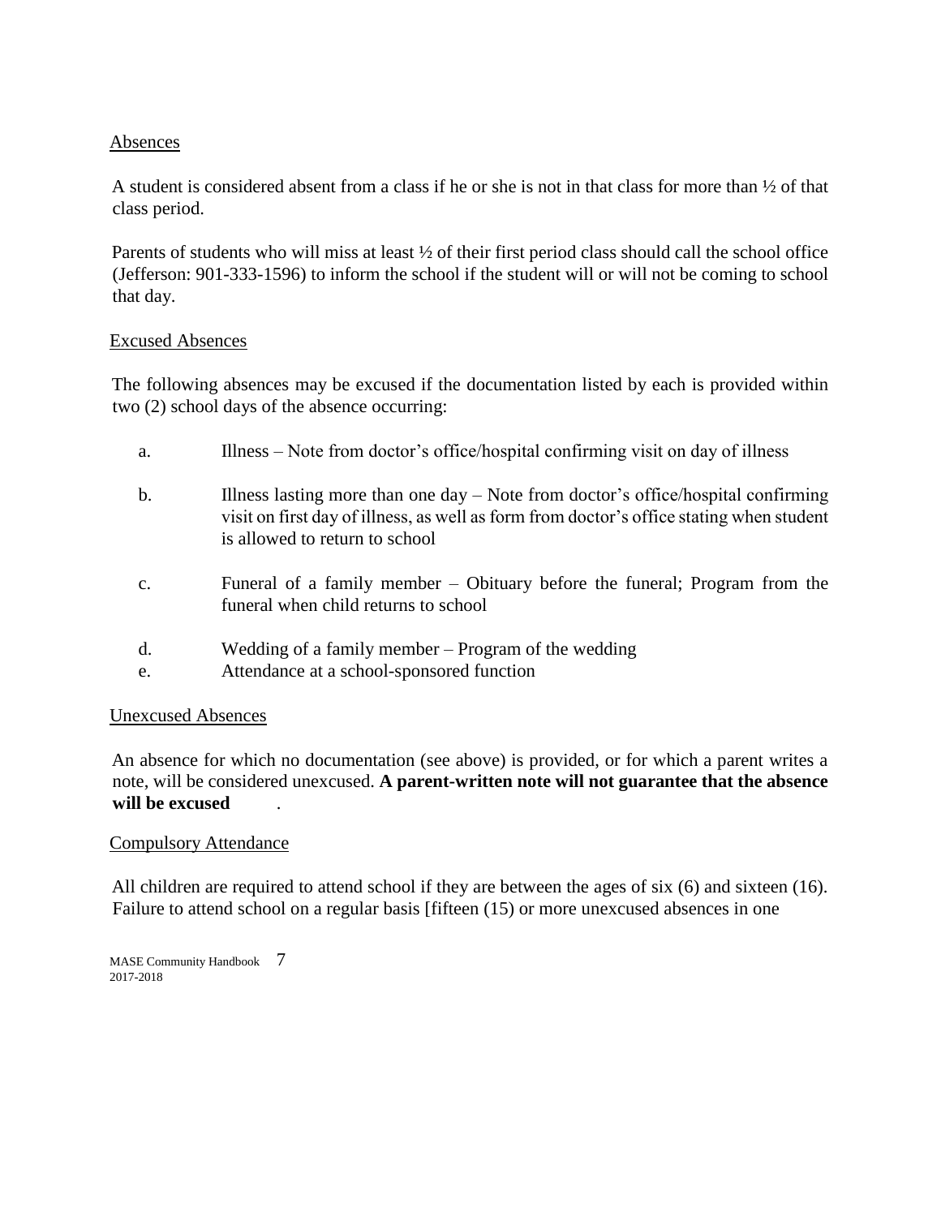## Absences

A student is considered absent from a class if he or she is not in that class for more than ½ of that class period.

Parents of students who will miss at least ½ of their first period class should call the school office (Jefferson: 901-333-1596) to inform the school if the student will or will not be coming to school that day.

## Excused Absences

The following absences may be excused if the documentation listed by each is provided within two (2) school days of the absence occurring:

a. Illness – Note from doctor's office/hospital confirming visit on day of illness

b. Illness lasting more than one day – Note from doctor's office/hospital confirming visit on first day of illness, as well as form from doctor's office stating when student is allowed to return to school

c. Funeral of a family member – Obituary before the funeral; Program from the funeral when child returns to school

d. Wedding of a family member – Program of the wedding

e. Attendance at a school-sponsored function

## Unexcused Absences

An absence for which no documentation (see above) is provided, or for which a parent writes a note, will be considered unexcused. **A parent-written note will not guarantee that the absence will be excused**.

## Compulsory Attendance

All children are required to attend school if they are between the ages of six (6) and sixteen (16). Failure to attend school on a regular basis [fifteen (15) or more unexcused absences in one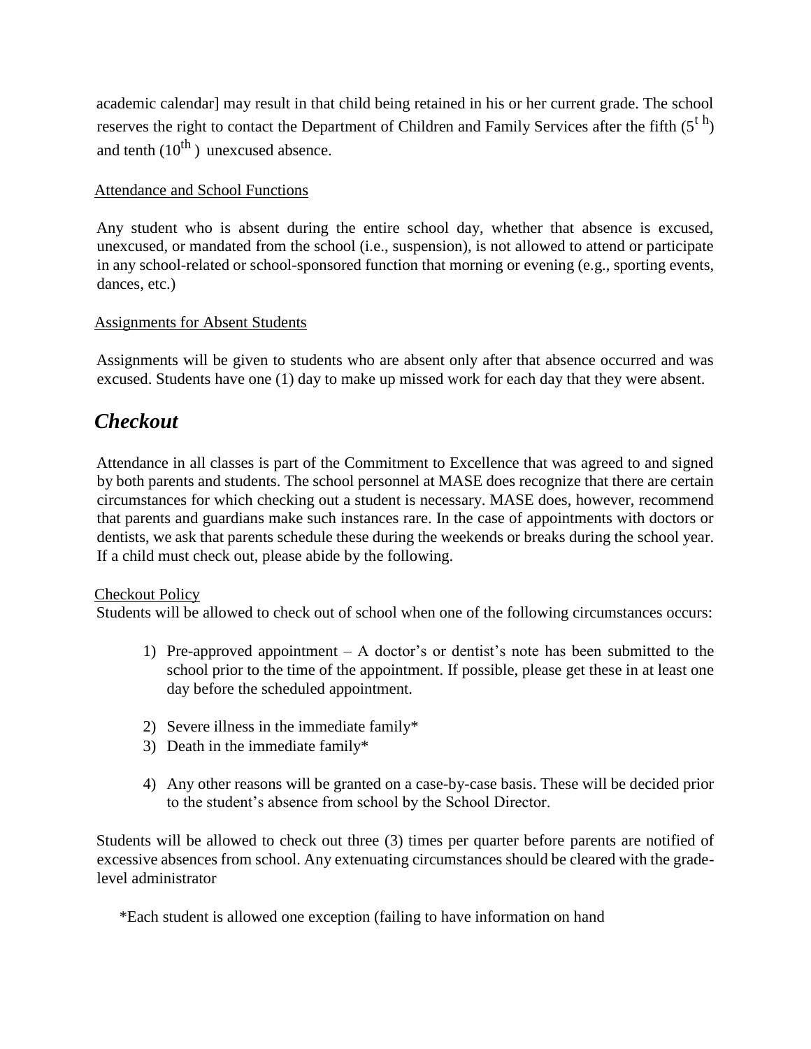academic calendar] may result in that child being retained in his or her current grade. The school reserves the right to contact the Department of Children and Family Services after the fifth (5th) and tenth (10th) unexcused absence.

Attendance and School Functions

Any student who is absent during the entire school day, whether that absence is excused, unexcused, or mandated from the school (i.e., suspension), is not allowed to attend or participate in any school-related or school-sponsored function that morning or evening (e.g., sporting events, dances, etc.)

Assignments for Absent Students

Assignments will be given to students who are absent only after that absence occurred and was excused. Students have one (1) day to make up missed work for each day that they were absent.

## *Checkout*

Attendance in all classes is part of the Commitment to Excellence that was agreed to and signed by both parents and students. The school personnel at MASE does recognize that there are certain circumstances for which checking out a student is necessary. MASE does, however, recommend that parents and guardians make such instances rare. In the case of appointments with doctors or dentists, we ask that parents schedule these during the weekends or breaks during the school year. If a child must check out, please abide by the following.

Checkout Policy

Students will be allowed to check out of school when one of the following circumstances occurs:

1) Pre-approved appointment – A doctor's or dentist's note has been submitted to the school prior to the time of the appointment. If possible, please get these in at least one day before the scheduled appointment.
2) Severe illness in the immediate family*
3) Death in the immediate family*
4) Any other reasons will be granted on a case-by-case basis. These will be decided prior to the student's absence from school by the School Director.

Students will be allowed to check out three (3) times per quarter before parents are notified of excessive absences from school. Any extenuating circumstances should be cleared with the grade-level administrator

*Each student is allowed one exception (failing to have information on hand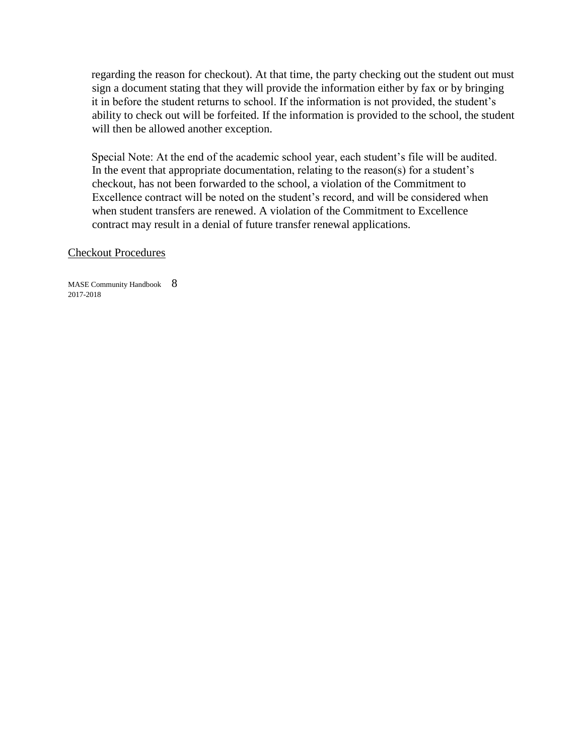regarding the reason for checkout). At that time, the party checking out the student out must sign a document stating that they will provide the information either by fax or by bringing it in before the student returns to school. If the information is not provided, the student's ability to check out will be forfeited. If the information is provided to the school, the student will then be allowed another exception.

Special Note: At the end of the academic school year, each student's file will be audited. In the event that appropriate documentation, relating to the reason(s) for a student's checkout, has not been forwarded to the school, a violation of the Commitment to Excellence contract will be noted on the student's record, and will be considered when when student transfers are renewed. A violation of the Commitment to Excellence contract may result in a denial of future transfer renewal applications.

Checkout Procedures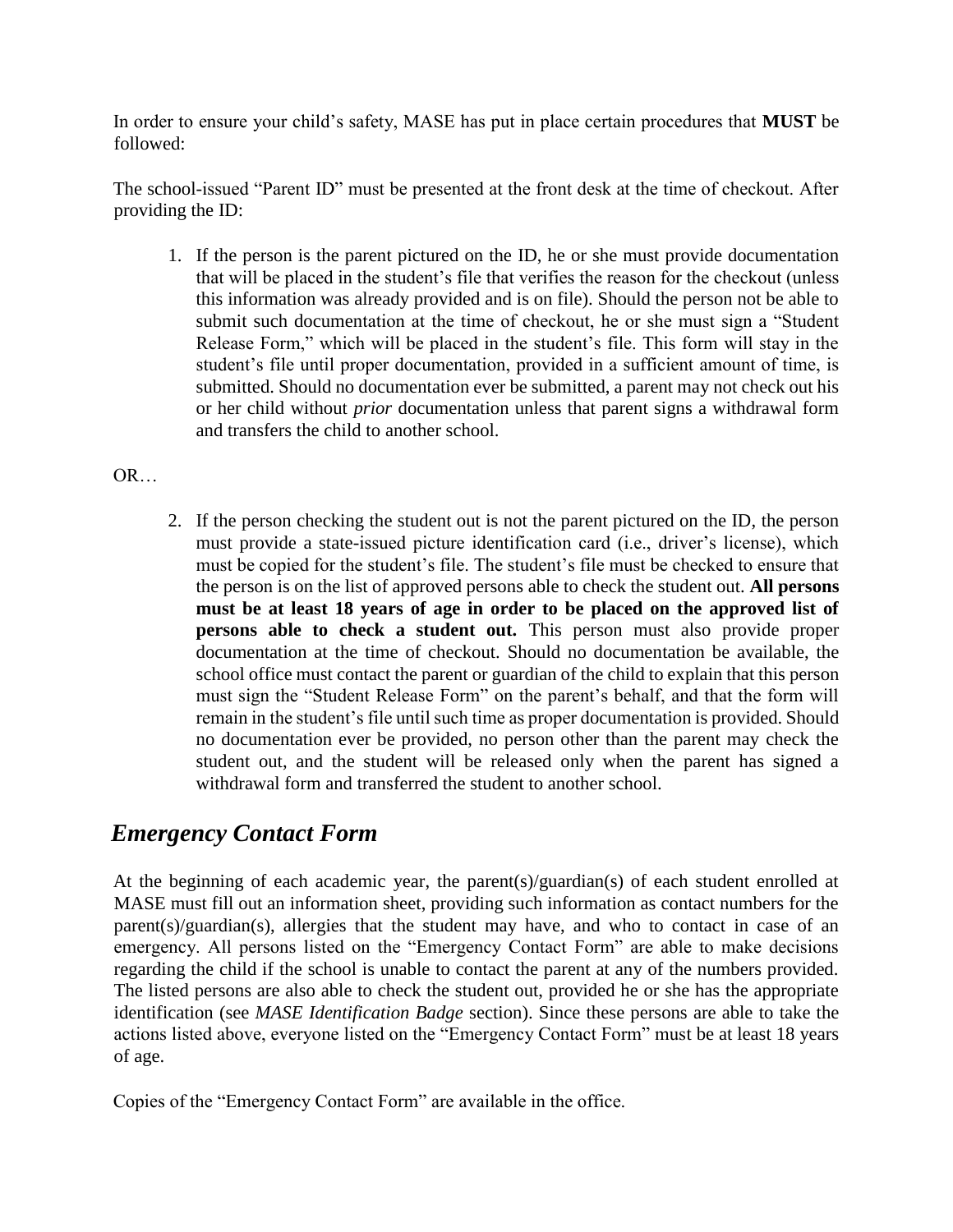In order to ensure your child's safety, MASE has put in place certain procedures that **MUST** be followed:

The school-issued "Parent ID" must be presented at the front desk at the time of checkout. After providing the ID:

1. If the person is the parent pictured on the ID, he or she must provide documentation that will be placed in the student's file that verifies the reason for the checkout (unless this information was already provided and is on file). Should the person not be able to submit such documentation at the time of checkout, he or she must sign a "Student Release Form," which will be placed in the student's file. This form will stay in the student's file until proper documentation, provided in a sufficient amount of time, is submitted. Should no documentation ever be submitted, a parent may not check out his or her child without *prior* documentation unless that parent signs a withdrawal form and transfers the child to another school.

OR…

2. If the person checking the student out is not the parent pictured on the ID, the person must provide a state-issued picture identification card (i.e., driver's license), which must be copied for the student's file. The student's file must be checked to ensure that the person is on the list of approved persons able to check the student out. **All persons must be at least 18 years of age in order to be placed on the approved list of persons able to check a student out.** This person must also provide proper documentation at the time of checkout. Should no documentation be available, the school office must contact the parent or guardian of the child to explain that this person must sign the "Student Release Form" on the parent's behalf, and that the form will remain in the student's file until such time as proper documentation is provided. Should no documentation ever be provided, no person other than the parent may check the student out, and the student will be released only when the parent has signed a withdrawal form and transferred the student to another school.

## *Emergency Contact Form*

At the beginning of each academic year, the parent(s)/guardian(s) of each student enrolled at MASE must fill out an information sheet, providing such information as contact numbers for the parent(s)/guardian(s), allergies that the student may have, and who to contact in case of an emergency. All persons listed on the "Emergency Contact Form" are able to make decisions regarding the child if the school is unable to contact the parent at any of the numbers provided. The listed persons are also able to check the student out, provided he or she has the appropriate identification (see *MASE Identification Badge* section). Since these persons are able to take the actions listed above, everyone listed on the "Emergency Contact Form" must be at least 18 years of age.

Copies of the "Emergency Contact Form" are available in the office.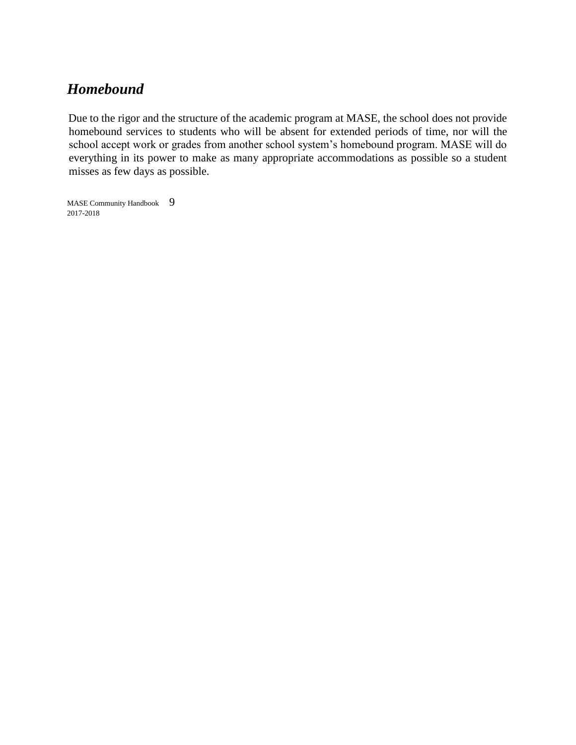## *Homebound*

Due to the rigor and the structure of the academic program at MASE, the school does not provide homebound services to students who will be absent for extended periods of time, nor will the school accept work or grades from another school system's homebound program. MASE will do everything in its power to make as many appropriate accommodations as possible so a student misses as few days as possible.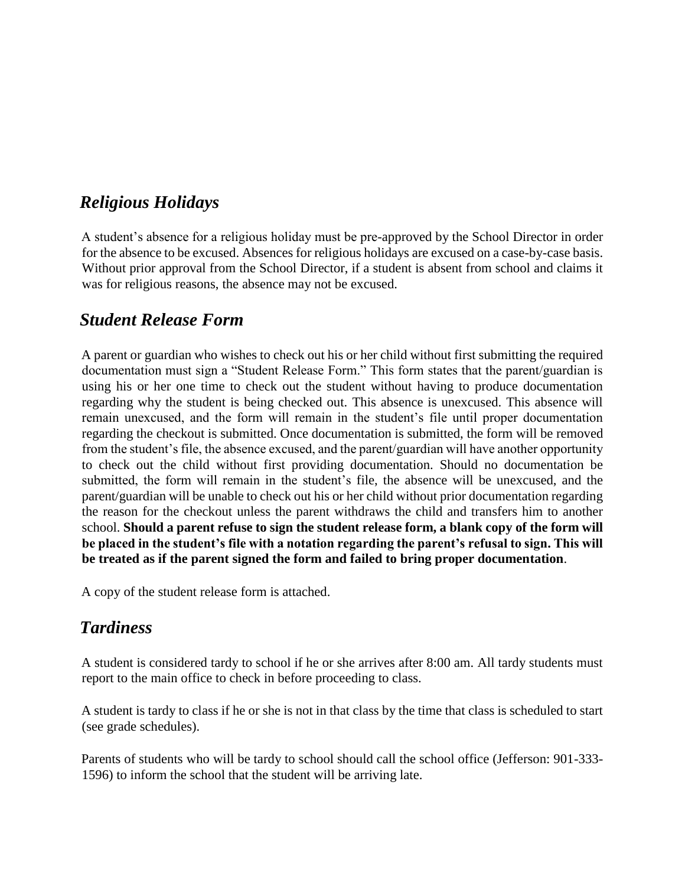## *Religious Holidays*

A student's absence for a religious holiday must be pre-approved by the School Director in order for the absence to be excused. Absences for religious holidays are excused on a case-by-case basis. Without prior approval from the School Director, if a student is absent from school and claims it was for religious reasons, the absence may not be excused.

## *Student Release Form*

A parent or guardian who wishes to check out his or her child without first submitting the required documentation must sign a "Student Release Form." This form states that the parent/guardian is using his or her one time to check out the student without having to produce documentation regarding why the student is being checked out. This absence is unexcused. This absence will remain unexcused, and the form will remain in the student's file until proper documentation regarding the checkout is submitted. Once documentation is submitted, the form will be removed from the student's file, the absence excused, and the parent/guardian will have another opportunity to check out the child without first providing documentation. Should no documentation be submitted, the form will remain in the student's file, the absence will be unexcused, and the parent/guardian will be unable to check out his or her child without prior documentation regarding the reason for the checkout unless the parent withdraws the child and transfers him to another school. **Should a parent refuse to sign the student release form, a blank copy of the form will be placed in the student's file with a notation regarding the parent's refusal to sign. This will be treated as if the parent signed the form and failed to bring proper documentation**.

A copy of the student release form is attached.

## *Tardiness*

A student is considered tardy to school if he or she arrives after 8:00 am. All tardy students must report to the main office to check in before proceeding to class.

A student is tardy to class if he or she is not in that class by the time that class is scheduled to start (see grade schedules).

Parents of students who will be tardy to school should call the school office (Jefferson: 901-333-1596) to inform the school that the student will be arriving late.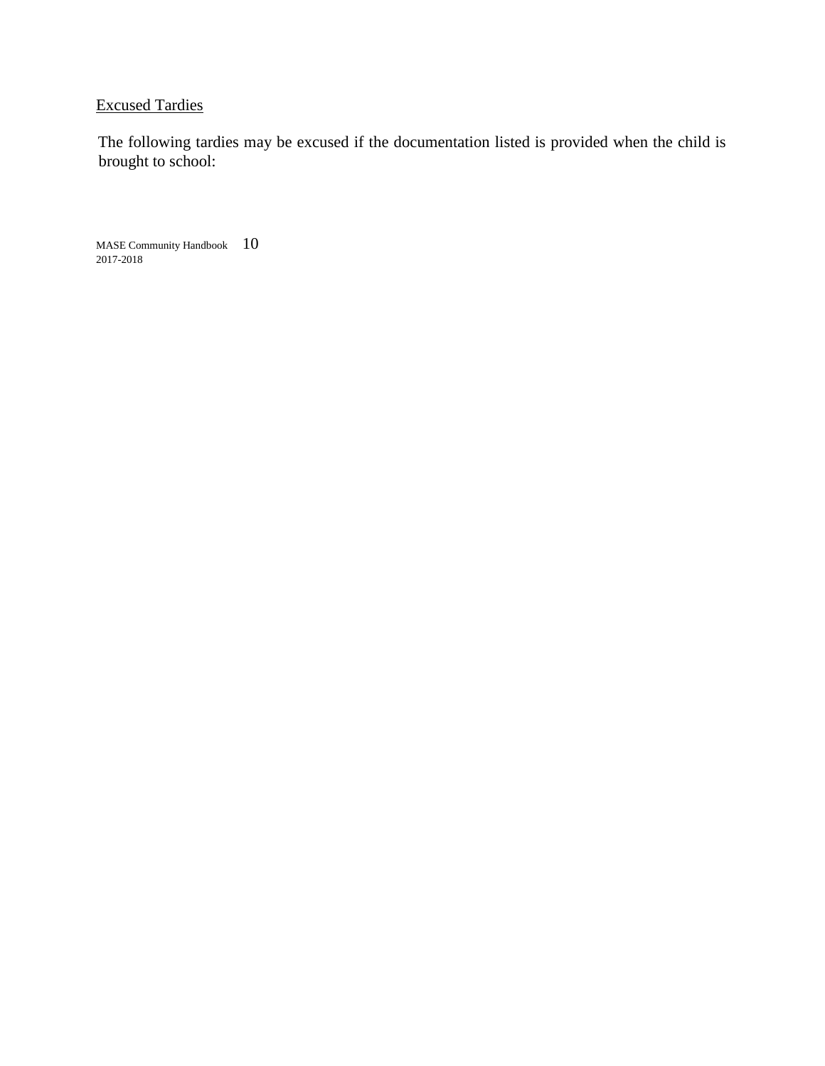Excused Tardies

The following tardies may be excused if the documentation listed is provided when the child is brought to school: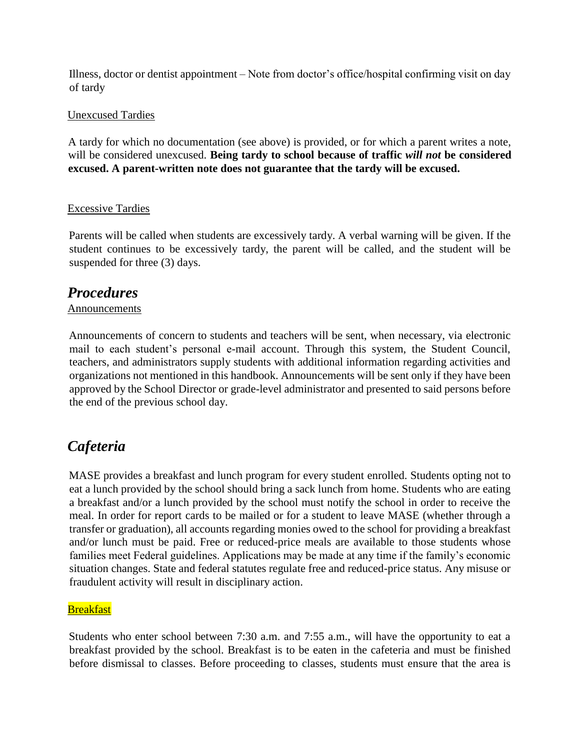Illness, doctor or dentist appointment – Note from doctor's office/hospital confirming visit on day of tardy

Unexcused Tardies

A tardy for which no documentation (see above) is provided, or for which a parent writes a note, will be considered unexcused. **Being tardy to school because of traffic *will not* be considered excused. A parent-written note does not guarantee that the tardy will be excused.**

Excessive Tardies

Parents will be called when students are excessively tardy. A verbal warning will be given. If the student continues to be excessively tardy, the parent will be called, and the student will be suspended for three (3) days.

## *Procedures*

Announcements

Announcements of concern to students and teachers will be sent, when necessary, via electronic mail to each student's personal e-mail account. Through this system, the Student Council, teachers, and administrators supply students with additional information regarding activities and organizations not mentioned in this handbook. Announcements will be sent only if they have been approved by the School Director or grade-level administrator and presented to said persons before the end of the previous school day.

## *Cafeteria*

MASE provides a breakfast and lunch program for every student enrolled. Students opting not to eat a lunch provided by the school should bring a sack lunch from home. Students who are eating a breakfast and/or a lunch provided by the school must notify the school in order to receive the meal. In order for report cards to be mailed or for a student to leave MASE (whether through a transfer or graduation), all accounts regarding monies owed to the school for providing a breakfast and/or lunch must be paid. Free or reduced-price meals are available to those students whose families meet Federal guidelines. Applications may be made at any time if the family's economic situation changes. State and federal statutes regulate free and reduced-price status. Any misuse or fraudulent activity will result in disciplinary action.

Breakfast

Students who enter school between 7:30 a.m. and 7:55 a.m., will have the opportunity to eat a breakfast provided by the school. Breakfast is to be eaten in the cafeteria and must be finished before dismissal to classes. Before proceeding to classes, students must ensure that the area is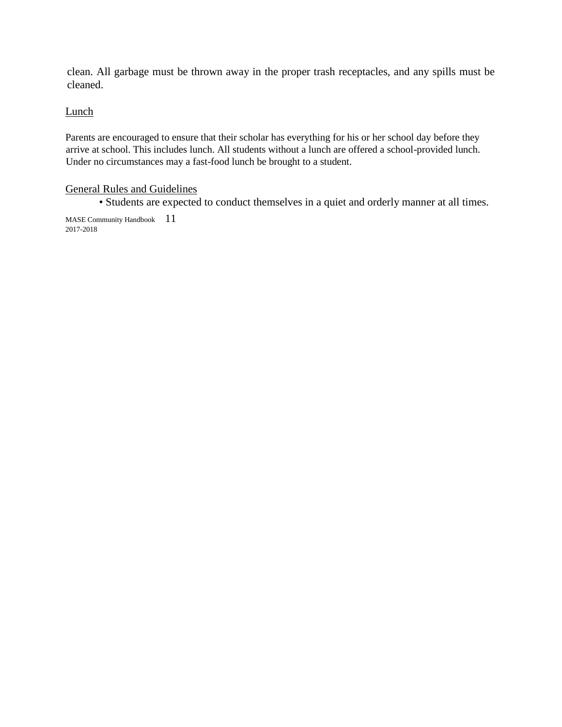clean. All garbage must be thrown away in the proper trash receptacles, and any spills must be cleaned.

### Lunch

Parents are encouraged to ensure that their scholar has everything for his or her school day before they arrive at school. This includes lunch. All students without a lunch are offered a school-provided lunch. Under no circumstances may a fast-food lunch be brought to a student.

### General Rules and Guidelines

- Students are expected to conduct themselves in a quiet and orderly manner at all times.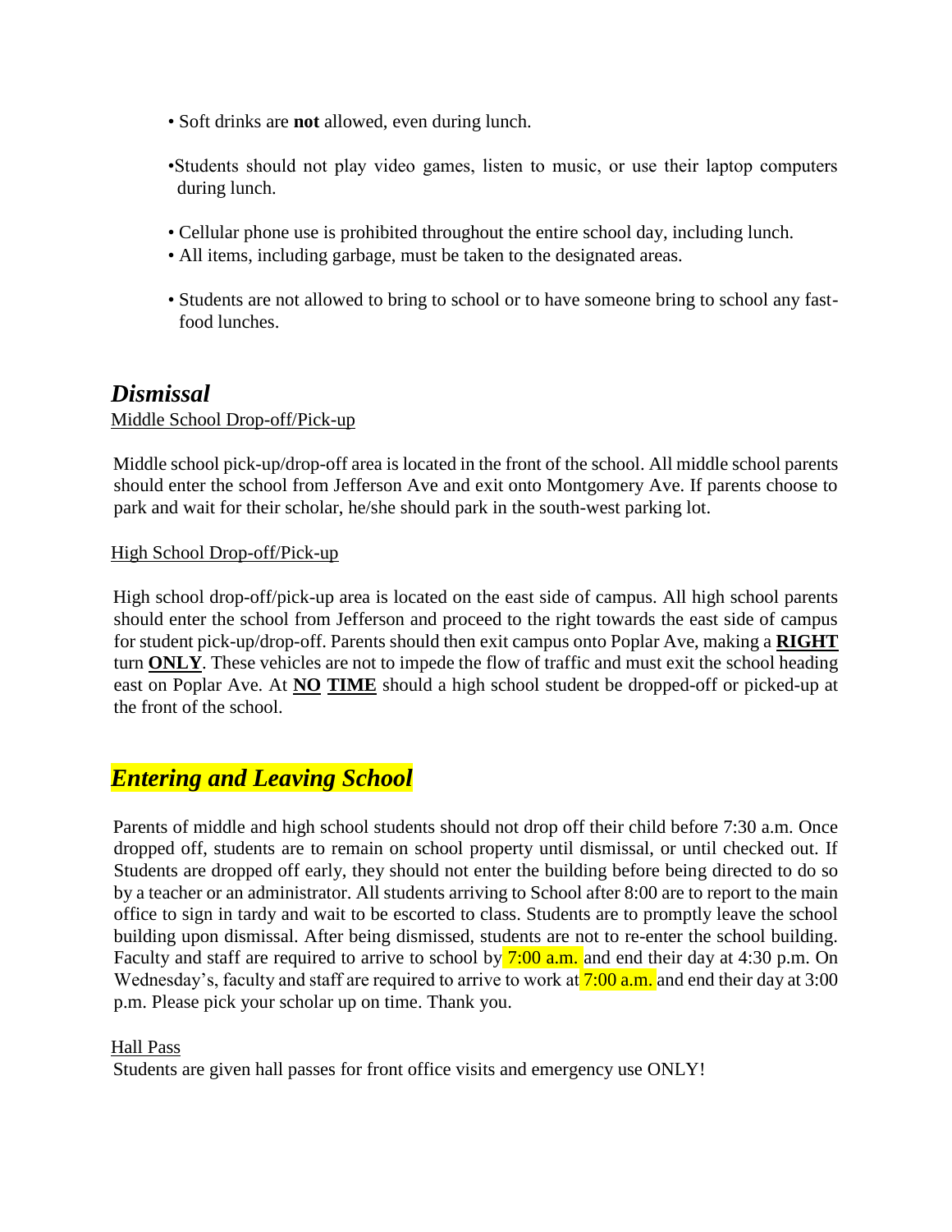- Soft drinks are **not** allowed, even during lunch.
- Students should not play video games, listen to music, or use their laptop computers during lunch.
- Cellular phone use is prohibited throughout the entire school day, including lunch.
- All items, including garbage, must be taken to the designated areas.
- Students are not allowed to bring to school or to have someone bring to school any fast-food lunches.

## *Dismissal*

Middle School Drop-off/Pick-up

Middle school pick-up/drop-off area is located in the front of the school. All middle school parents should enter the school from Jefferson Ave and exit onto Montgomery Ave. If parents choose to park and wait for their scholar, he/she should park in the south-west parking lot.

High School Drop-off/Pick-up

High school drop-off/pick-up area is located on the east side of campus. All high school parents should enter the school from Jefferson and proceed to the right towards the east side of campus for student pick-up/drop-off. Parents should then exit campus onto Poplar Ave, making a **RIGHT** turn **ONLY**. These vehicles are not to impede the flow of traffic and must exit the school heading east on Poplar Ave. At **NO** **TIME** should a high school student be dropped-off or picked-up at the front of the school.

## *Entering and Leaving School*

Parents of middle and high school students should not drop off their child before 7:30 a.m. Once dropped off, students are to remain on school property until dismissal, or until checked out. If Students are dropped off early, they should not enter the building before being directed to do so by a teacher or an administrator. All students arriving to School after 8:00 are to report to the main office to sign in tardy and wait to be escorted to class. Students are to promptly leave the school building upon dismissal. After being dismissed, students are not to re-enter the school building. Faculty and staff are required to arrive to school by 7:00 a.m. and end their day at 4:30 p.m. On Wednesday's, faculty and staff are required to arrive to work at 7:00 a.m. and end their day at 3:00 p.m. Please pick your scholar up on time. Thank you.

Hall Pass

Students are given hall passes for front office visits and emergency use ONLY!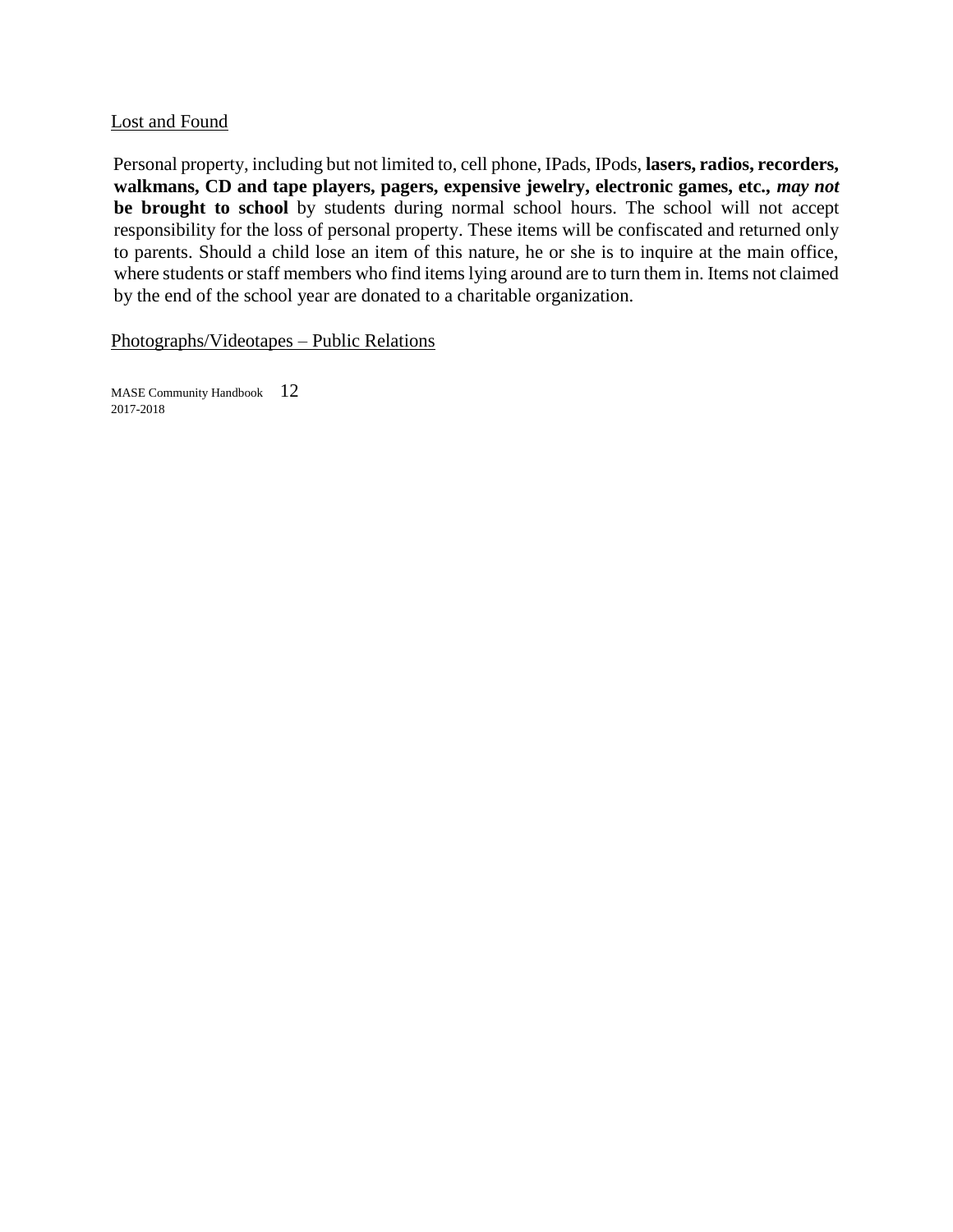## Lost and Found

Personal property, including but not limited to, cell phone, IPads, IPods, **lasers, radios, recorders, walkmans, CD and tape players, pagers, expensive jewelry, electronic games, etc.,** ***may not* be brought to school** by students during normal school hours. The school will not accept responsibility for the loss of personal property. These items will be confiscated and returned only to parents. Should a child lose an item of this nature, he or she is to inquire at the main office, where students or staff members who find items lying around are to turn them in. Items not claimed by the end of the school year are donated to a charitable organization.

## Photographs/Videotapes – Public Relations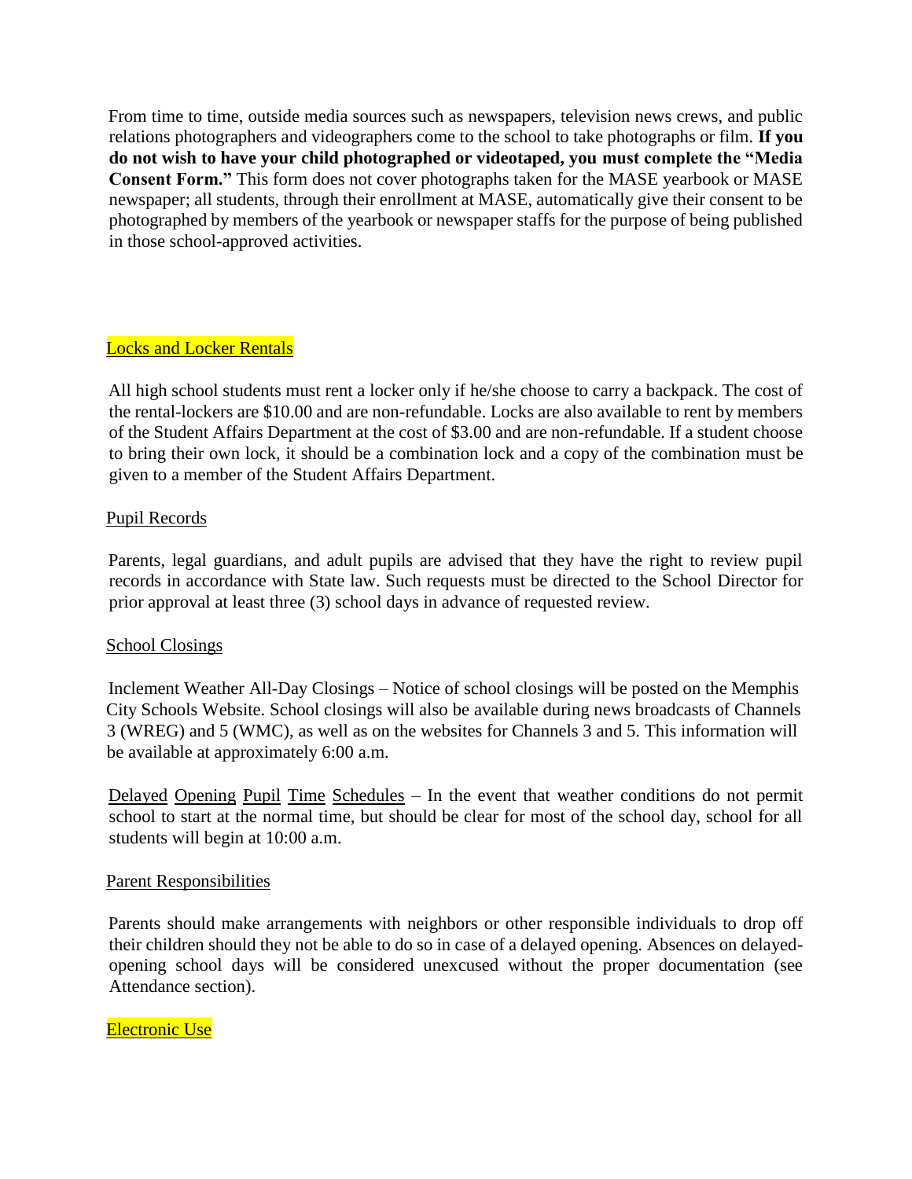From time to time, outside media sources such as newspapers, television news crews, and public relations photographers and videographers come to the school to take photographs or film. **If you do not wish to have your child photographed or videotaped, you must complete the "Media Consent Form."** This form does not cover photographs taken for the MASE yearbook or MASE newspaper; all students, through their enrollment at MASE, automatically give their consent to be photographed by members of the yearbook or newspaper staffs for the purpose of being published in those school-approved activities.

## Locks and Locker Rentals

All high school students must rent a locker only if he/she choose to carry a backpack. The cost of the rental-lockers are $10.00 and are non-refundable. Locks are also available to rent by members of the Student Affairs Department at the cost of $3.00 and are non-refundable. If a student choose to bring their own lock, it should be a combination lock and a copy of the combination must be given to a member of the Student Affairs Department.

## Pupil Records

Parents, legal guardians, and adult pupils are advised that they have the right to review pupil records in accordance with State law. Such requests must be directed to the School Director for prior approval at least three (3) school days in advance of requested review.

## School Closings

Inclement Weather All-Day Closings – Notice of school closings will be posted on the Memphis City Schools Website. School closings will also be available during news broadcasts of Channels 3 (WREG) and 5 (WMC), as well as on the websites for Channels 3 and 5. This information will be available at approximately 6:00 a.m.

Delayed Opening Pupil Time Schedules – In the event that weather conditions do not permit school to start at the normal time, but should be clear for most of the school day, school for all students will begin at 10:00 a.m.

## Parent Responsibilities

Parents should make arrangements with neighbors or other responsible individuals to drop off their children should they not be able to do so in case of a delayed opening. Absences on delayed-opening school days will be considered unexcused without the proper documentation (see Attendance section).

## Electronic Use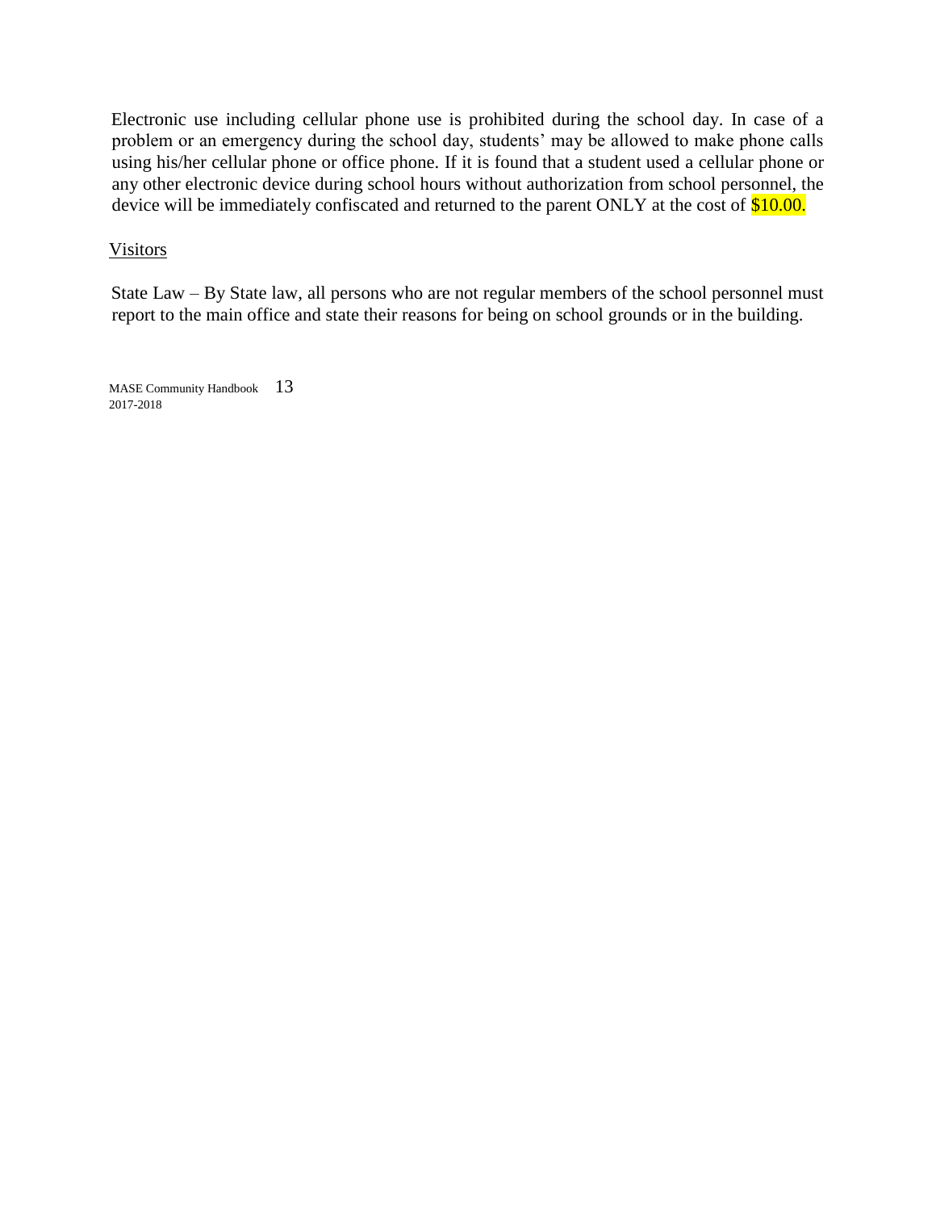Electronic use including cellular phone use is prohibited during the school day. In case of a problem or an emergency during the school day, students' may be allowed to make phone calls using his/her cellular phone or office phone. If it is found that a student used a cellular phone or any other electronic device during school hours without authorization from school personnel, the device will be immediately confiscated and returned to the parent ONLY at the cost of $10.00.

## Visitors

State Law – By State law, all persons who are not regular members of the school personnel must report to the main office and state their reasons for being on school grounds or in the building.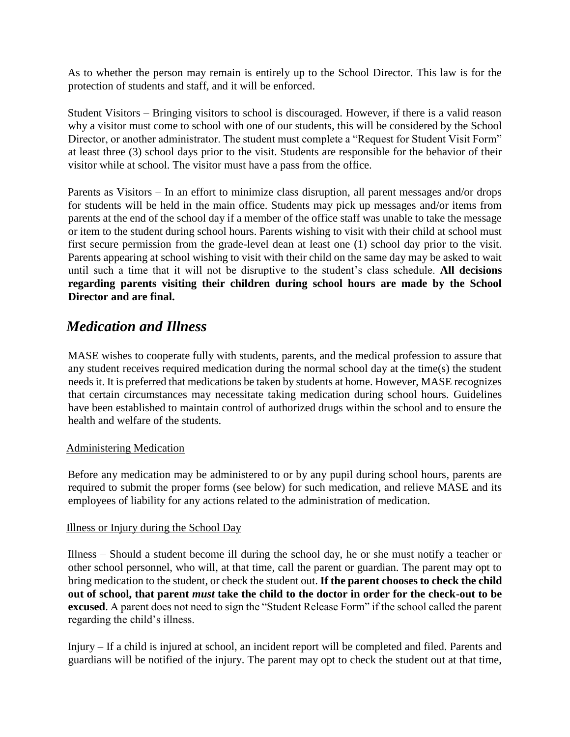As to whether the person may remain is entirely up to the School Director. This law is for the protection of students and staff, and it will be enforced.

Student Visitors – Bringing visitors to school is discouraged. However, if there is a valid reason why a visitor must come to school with one of our students, this will be considered by the School Director, or another administrator. The student must complete a "Request for Student Visit Form" at least three (3) school days prior to the visit. Students are responsible for the behavior of their visitor while at school. The visitor must have a pass from the office.

Parents as Visitors – In an effort to minimize class disruption, all parent messages and/or drops for students will be held in the main office. Students may pick up messages and/or items from parents at the end of the school day if a member of the office staff was unable to take the message or item to the student during school hours. Parents wishing to visit with their child at school must first secure permission from the grade-level dean at least one (1) school day prior to the visit. Parents appearing at school wishing to visit with their child on the same day may be asked to wait until such a time that it will not be disruptive to the student's class schedule. **All decisions regarding parents visiting their children during school hours are made by the School Director and are final.**

## *Medication and Illness*

MASE wishes to cooperate fully with students, parents, and the medical profession to assure that any student receives required medication during the normal school day at the time(s) the student needs it. It is preferred that medications be taken by students at home. However, MASE recognizes that certain circumstances may necessitate taking medication during school hours. Guidelines have been established to maintain control of authorized drugs within the school and to ensure the health and welfare of the students.

### Administering Medication

Before any medication may be administered to or by any pupil during school hours, parents are required to submit the proper forms (see below) for such medication, and relieve MASE and its employees of liability for any actions related to the administration of medication.

### Illness or Injury during the School Day

Illness – Should a student become ill during the school day, he or she must notify a teacher or other school personnel, who will, at that time, call the parent or guardian. The parent may opt to bring medication to the student, or check the student out. **If the parent chooses to check the child out of school, that parent *must* take the child to the doctor in order for the check-out to be excused**. A parent does not need to sign the "Student Release Form" if the school called the parent regarding the child's illness.

Injury – If a child is injured at school, an incident report will be completed and filed. Parents and guardians will be notified of the injury. The parent may opt to check the student out at that time,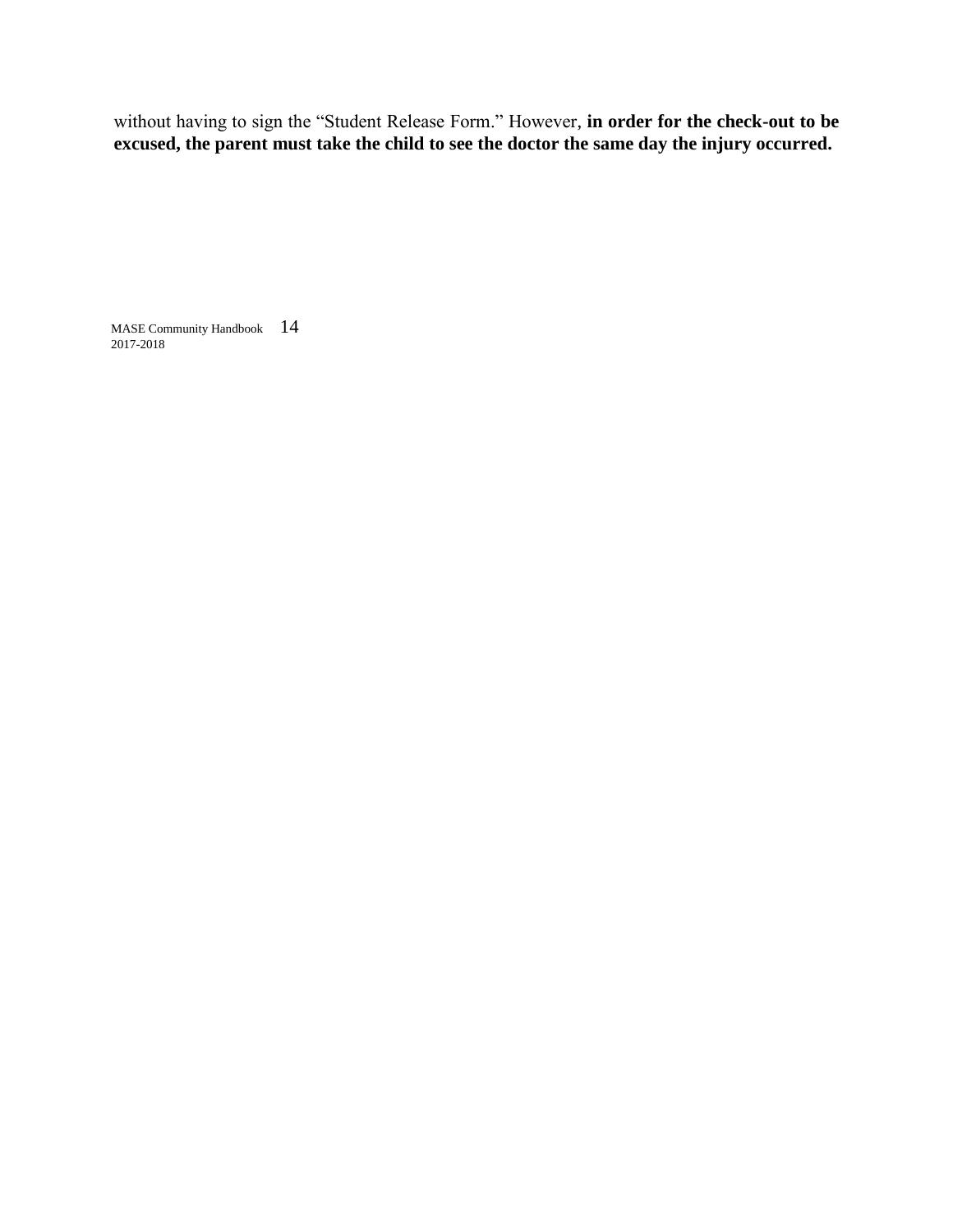without having to sign the “Student Release Form.” However, **in order for the check-out to be excused, the parent must take the child to see the doctor the same day the injury occurred.**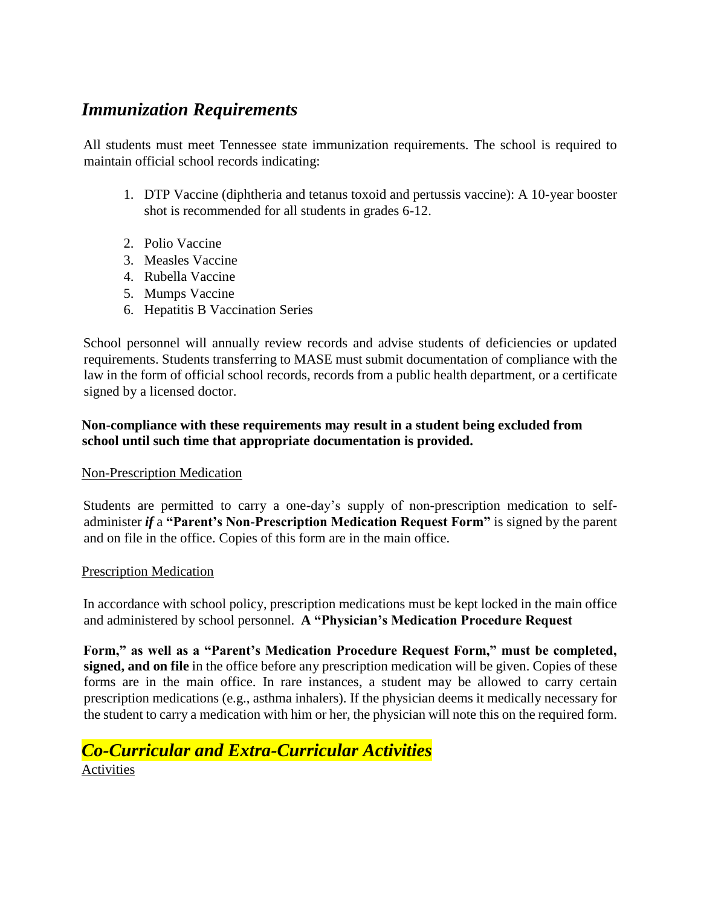## *Immunization Requirements*

All students must meet Tennessee state immunization requirements. The school is required to maintain official school records indicating:

1. DTP Vaccine (diphtheria and tetanus toxoid and pertussis vaccine): A 10-year booster shot is recommended for all students in grades 6-12.
2. Polio Vaccine
3. Measles Vaccine
4. Rubella Vaccine
5. Mumps Vaccine
6. Hepatitis B Vaccination Series

School personnel will annually review records and advise students of deficiencies or updated requirements. Students transferring to MASE must submit documentation of compliance with the law in the form of official school records, records from a public health department, or a certificate signed by a licensed doctor.

**Non-compliance with these requirements may result in a student being excluded from school until such time that appropriate documentation is provided.**

Non-Prescription Medication

Students are permitted to carry a one-day's supply of non-prescription medication to self-administer ***if*** a **"Parent's Non-Prescription Medication Request Form"** is signed by the parent and on file in the office. Copies of this form are in the main office.

Prescription Medication

In accordance with school policy, prescription medications must be kept locked in the main office and administered by school personnel. **A "Physician's Medication Procedure Request Form," as well as a "Parent's Medication Procedure Request Form," must be completed, signed, and on file** in the office before any prescription medication will be given. Copies of these forms are in the main office. In rare instances, a student may be allowed to carry certain prescription medications (e.g., asthma inhalers). If the physician deems it medically necessary for the student to carry a medication with him or her, the physician will note this on the required form.

## *Co-Curricular and Extra-Curricular Activities*

Activities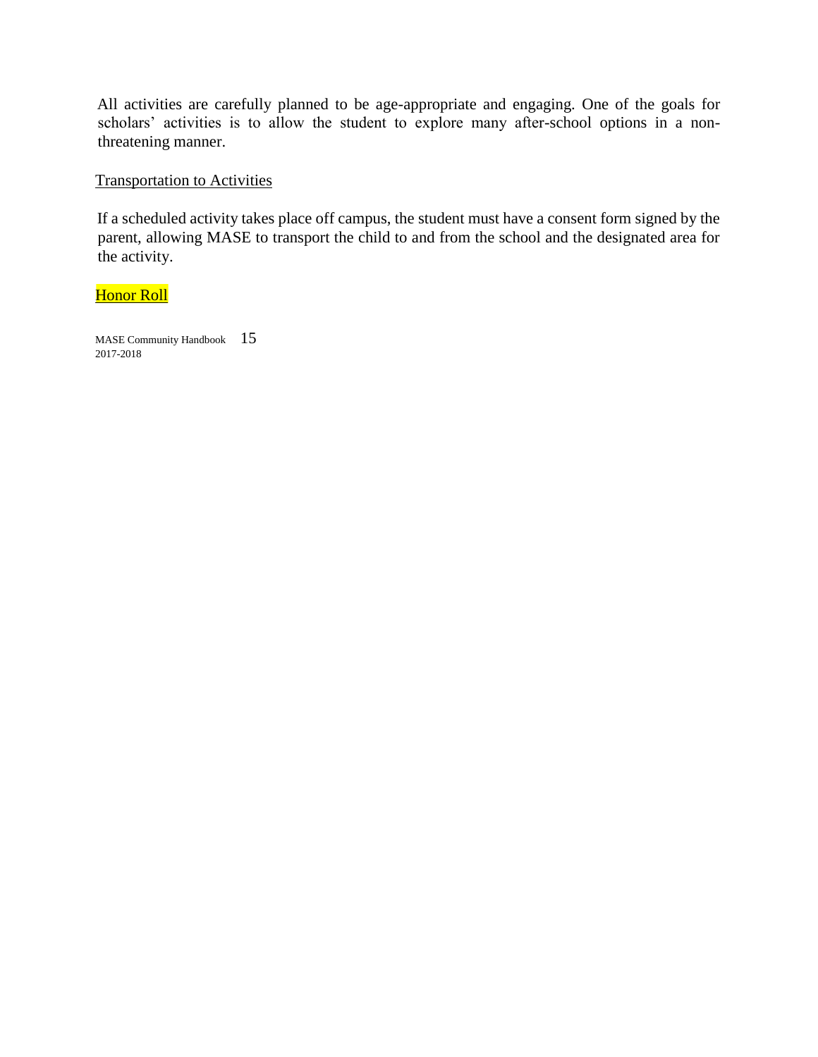All activities are carefully planned to be age-appropriate and engaging. One of the goals for scholars' activities is to allow the student to explore many after-school options in a non-threatening manner.

### Transportation to Activities

If a scheduled activity takes place off campus, the student must have a consent form signed by the parent, allowing MASE to transport the child to and from the school and the designated area for the activity.

### Honor Roll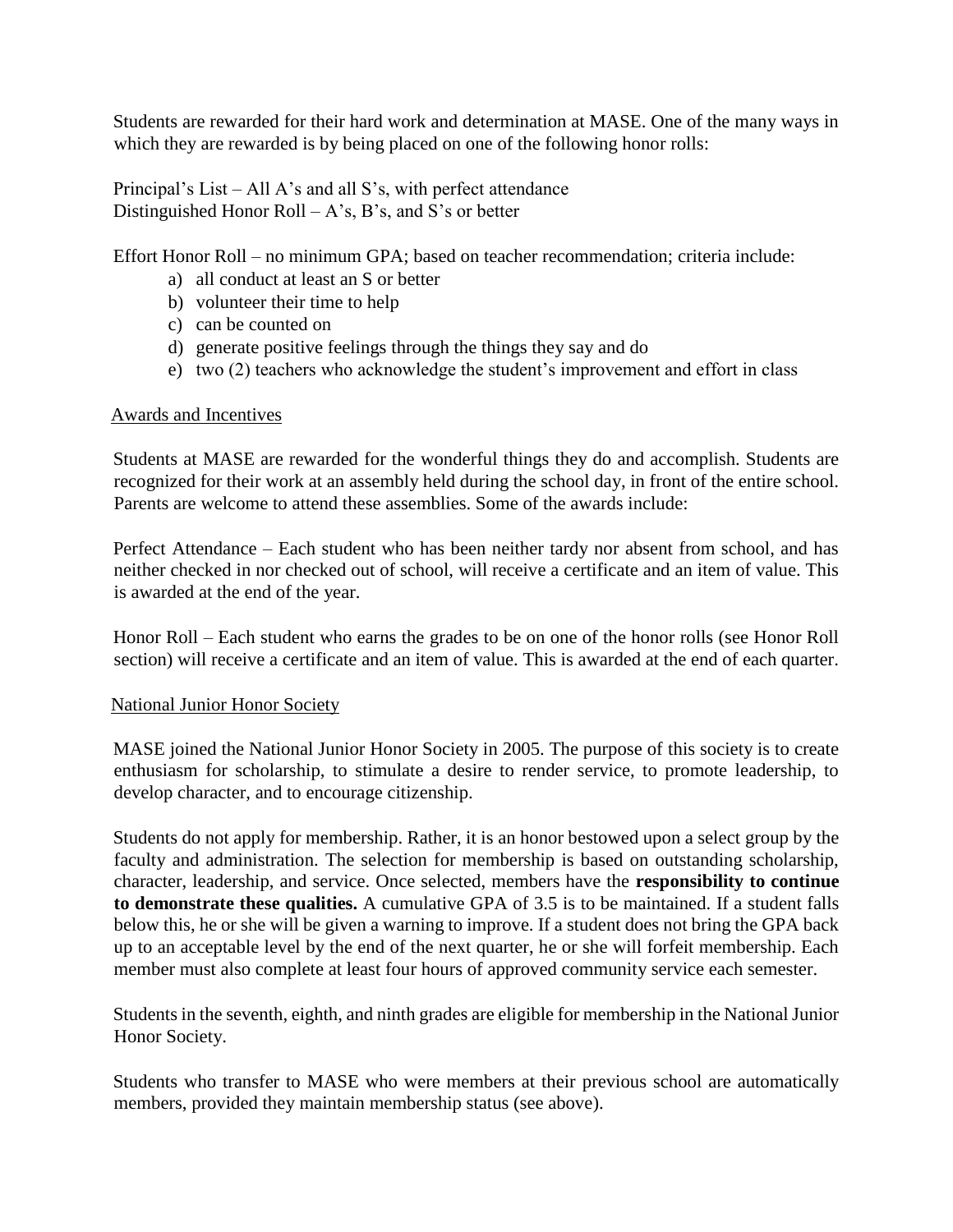Students are rewarded for their hard work and determination at MASE. One of the many ways in which they are rewarded is by being placed on one of the following honor rolls:

Principal's List – All A's and all S's, with perfect attendance
Distinguished Honor Roll – A's, B's, and S's or better

Effort Honor Roll – no minimum GPA; based on teacher recommendation; criteria include:

a) all conduct at least an S or better
b) volunteer their time to help
c) can be counted on
d) generate positive feelings through the things they say and do
e) two (2) teachers who acknowledge the student's improvement and effort in class

## Awards and Incentives

Students at MASE are rewarded for the wonderful things they do and accomplish. Students are recognized for their work at an assembly held during the school day, in front of the entire school. Parents are welcome to attend these assemblies. Some of the awards include:

Perfect Attendance – Each student who has been neither tardy nor absent from school, and has neither checked in nor checked out of school, will receive a certificate and an item of value. This is awarded at the end of the year.

Honor Roll – Each student who earns the grades to be on one of the honor rolls (see Honor Roll section) will receive a certificate and an item of value. This is awarded at the end of each quarter.

## National Junior Honor Society

MASE joined the National Junior Honor Society in 2005. The purpose of this society is to create enthusiasm for scholarship, to stimulate a desire to render service, to promote leadership, to develop character, and to encourage citizenship.

Students do not apply for membership. Rather, it is an honor bestowed upon a select group by the faculty and administration. The selection for membership is based on outstanding scholarship, character, leadership, and service. Once selected, members have the **responsibility to continue to demonstrate these qualities.** A cumulative GPA of 3.5 is to be maintained. If a student falls below this, he or she will be given a warning to improve. If a student does not bring the GPA back up to an acceptable level by the end of the next quarter, he or she will forfeit membership. Each member must also complete at least four hours of approved community service each semester.

Students in the seventh, eighth, and ninth grades are eligible for membership in the National Junior Honor Society.

Students who transfer to MASE who were members at their previous school are automatically members, provided they maintain membership status (see above).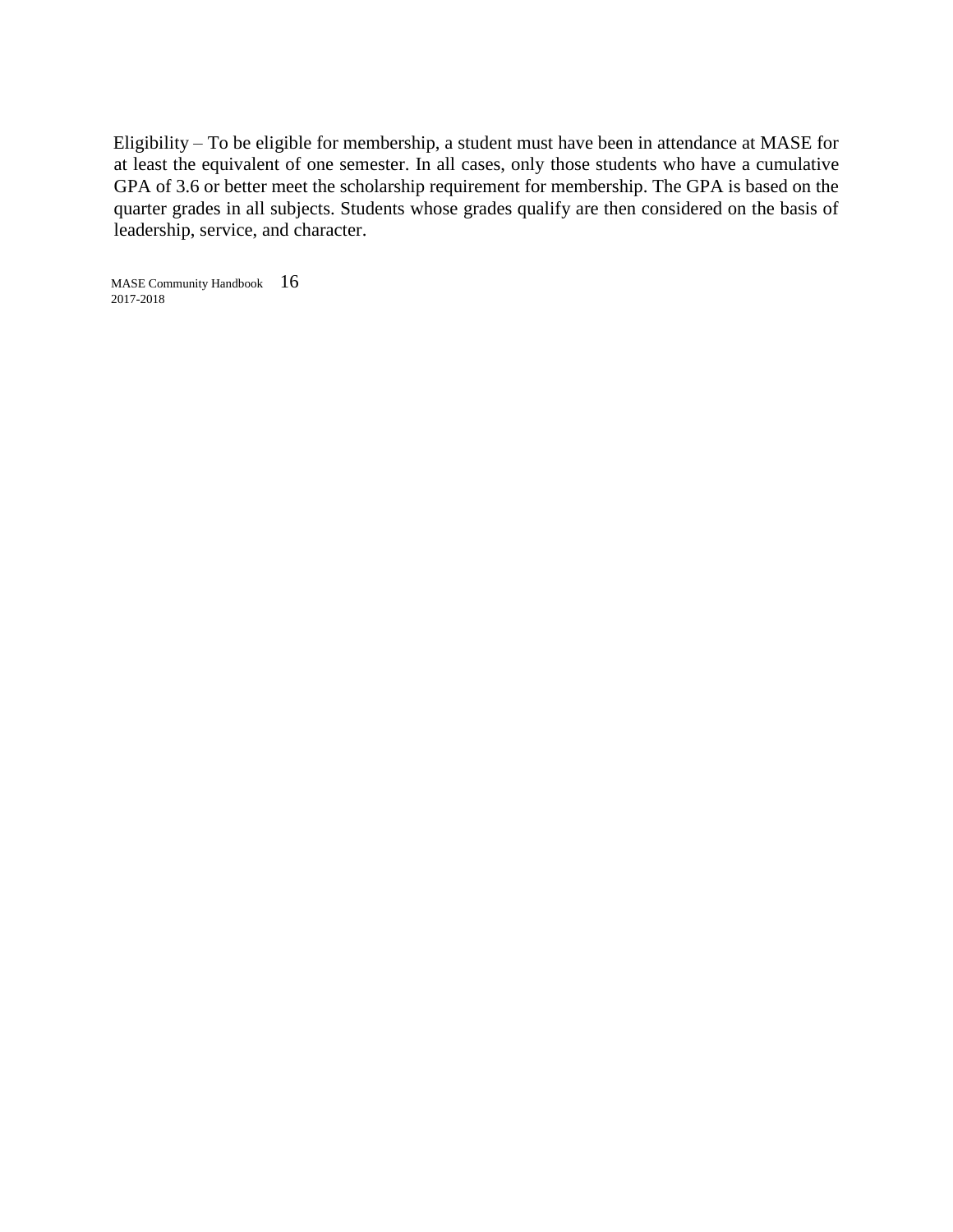Eligibility – To be eligible for membership, a student must have been in attendance at MASE for at least the equivalent of one semester. In all cases, only those students who have a cumulative GPA of 3.6 or better meet the scholarship requirement for membership. The GPA is based on the quarter grades in all subjects. Students whose grades qualify are then considered on the basis of leadership, service, and character.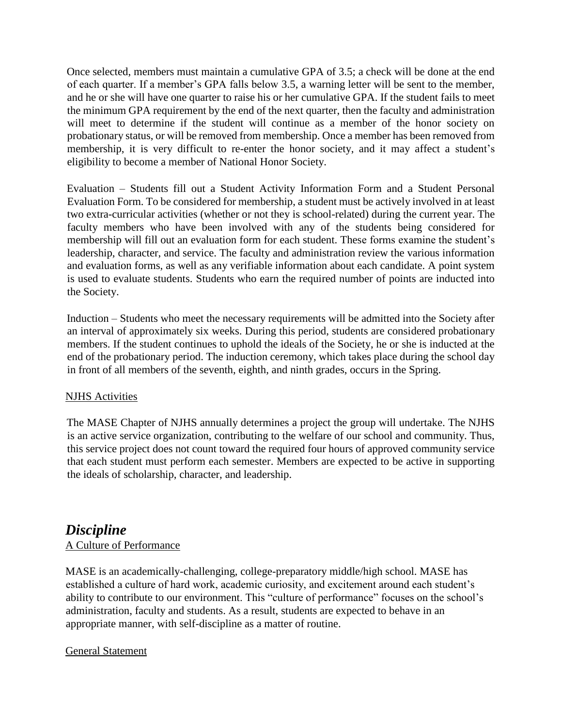Once selected, members must maintain a cumulative GPA of 3.5; a check will be done at the end of each quarter. If a member's GPA falls below 3.5, a warning letter will be sent to the member, and he or she will have one quarter to raise his or her cumulative GPA. If the student fails to meet the minimum GPA requirement by the end of the next quarter, then the faculty and administration will meet to determine if the student will continue as a member of the honor society on probationary status, or will be removed from membership. Once a member has been removed from membership, it is very difficult to re-enter the honor society, and it may affect a student's eligibility to become a member of National Honor Society.

Evaluation – Students fill out a Student Activity Information Form and a Student Personal Evaluation Form. To be considered for membership, a student must be actively involved in at least two extra-curricular activities (whether or not they is school-related) during the current year. The faculty members who have been involved with any of the students being considered for membership will fill out an evaluation form for each student. These forms examine the student's leadership, character, and service. The faculty and administration review the various information and evaluation forms, as well as any verifiable information about each candidate. A point system is used to evaluate students. Students who earn the required number of points are inducted into the Society.

Induction – Students who meet the necessary requirements will be admitted into the Society after an interval of approximately six weeks. During this period, students are considered probationary members. If the student continues to uphold the ideals of the Society, he or she is inducted at the end of the probationary period. The induction ceremony, which takes place during the school day in front of all members of the seventh, eighth, and ninth grades, occurs in the Spring.

NJHS Activities

The MASE Chapter of NJHS annually determines a project the group will undertake. The NJHS is an active service organization, contributing to the welfare of our school and community. Thus, this service project does not count toward the required four hours of approved community service that each student must perform each semester. Members are expected to be active in supporting the ideals of scholarship, character, and leadership.

## *Discipline*

A Culture of Performance

MASE is an academically-challenging, college-preparatory middle/high school. MASE has established a culture of hard work, academic curiosity, and excitement around each student's ability to contribute to our environment. This "culture of performance" focuses on the school's administration, faculty and students. As a result, students are expected to behave in an appropriate manner, with self-discipline as a matter of routine.

General Statement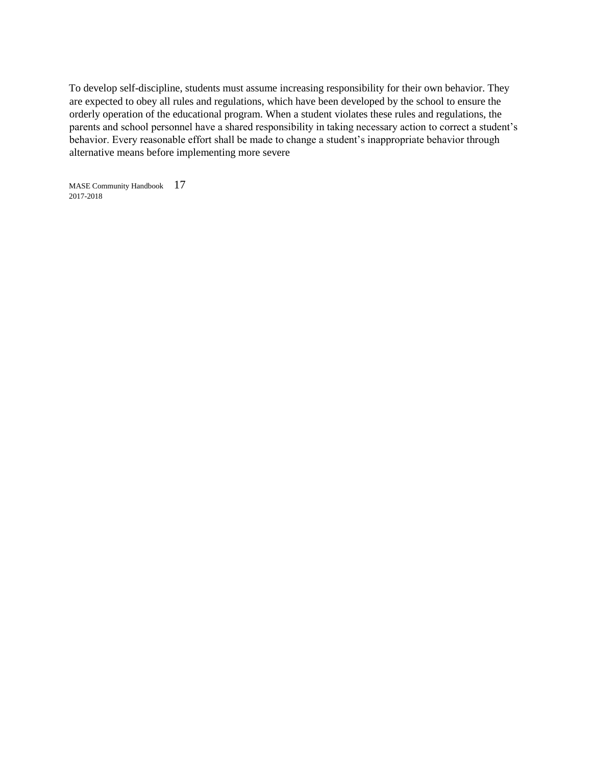To develop self-discipline, students must assume increasing responsibility for their own behavior. They are expected to obey all rules and regulations, which have been developed by the school to ensure the orderly operation of the educational program. When a student violates these rules and regulations, the parents and school personnel have a shared responsibility in taking necessary action to correct a student's behavior. Every reasonable effort shall be made to change a student's inappropriate behavior through alternative means before implementing more severe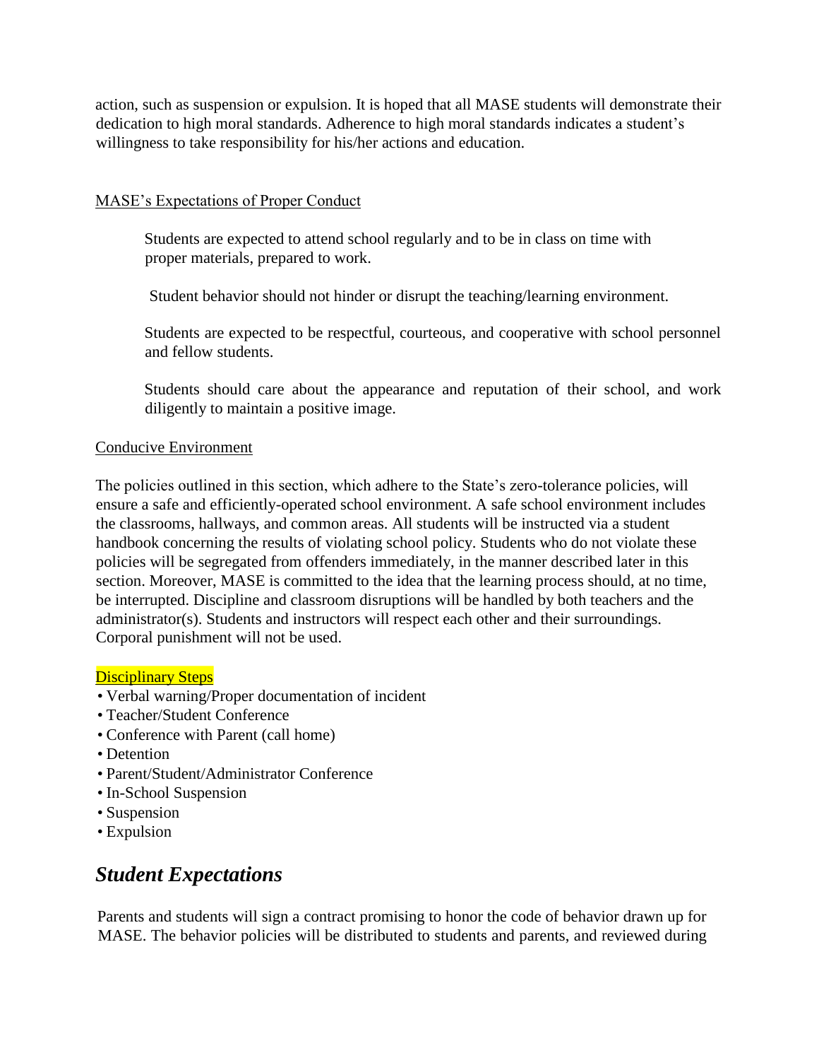action, such as suspension or expulsion. It is hoped that all MASE students will demonstrate their dedication to high moral standards. Adherence to high moral standards indicates a student's willingness to take responsibility for his/her actions and education.

MASE's Expectations of Proper Conduct

Students are expected to attend school regularly and to be in class on time with proper materials, prepared to work.

Student behavior should not hinder or disrupt the teaching/learning environment.

Students are expected to be respectful, courteous, and cooperative with school personnel and fellow students.

Students should care about the appearance and reputation of their school, and work diligently to maintain a positive image.

Conducive Environment

The policies outlined in this section, which adhere to the State's zero-tolerance policies, will ensure a safe and efficiently-operated school environment. A safe school environment includes the classrooms, hallways, and common areas. All students will be instructed via a student handbook concerning the results of violating school policy. Students who do not violate these policies will be segregated from offenders immediately, in the manner described later in this section. Moreover, MASE is committed to the idea that the learning process should, at no time, be interrupted. Discipline and classroom disruptions will be handled by both teachers and the administrator(s). Students and instructors will respect each other and their surroundings. Corporal punishment will not be used.

Disciplinary Steps

- Verbal warning/Proper documentation of incident
- Teacher/Student Conference
- Conference with Parent (call home)
- Detention
- Parent/Student/Administrator Conference
- In-School Suspension
- Suspension
- Expulsion

## *Student Expectations*

Parents and students will sign a contract promising to honor the code of behavior drawn up for MASE. The behavior policies will be distributed to students and parents, and reviewed during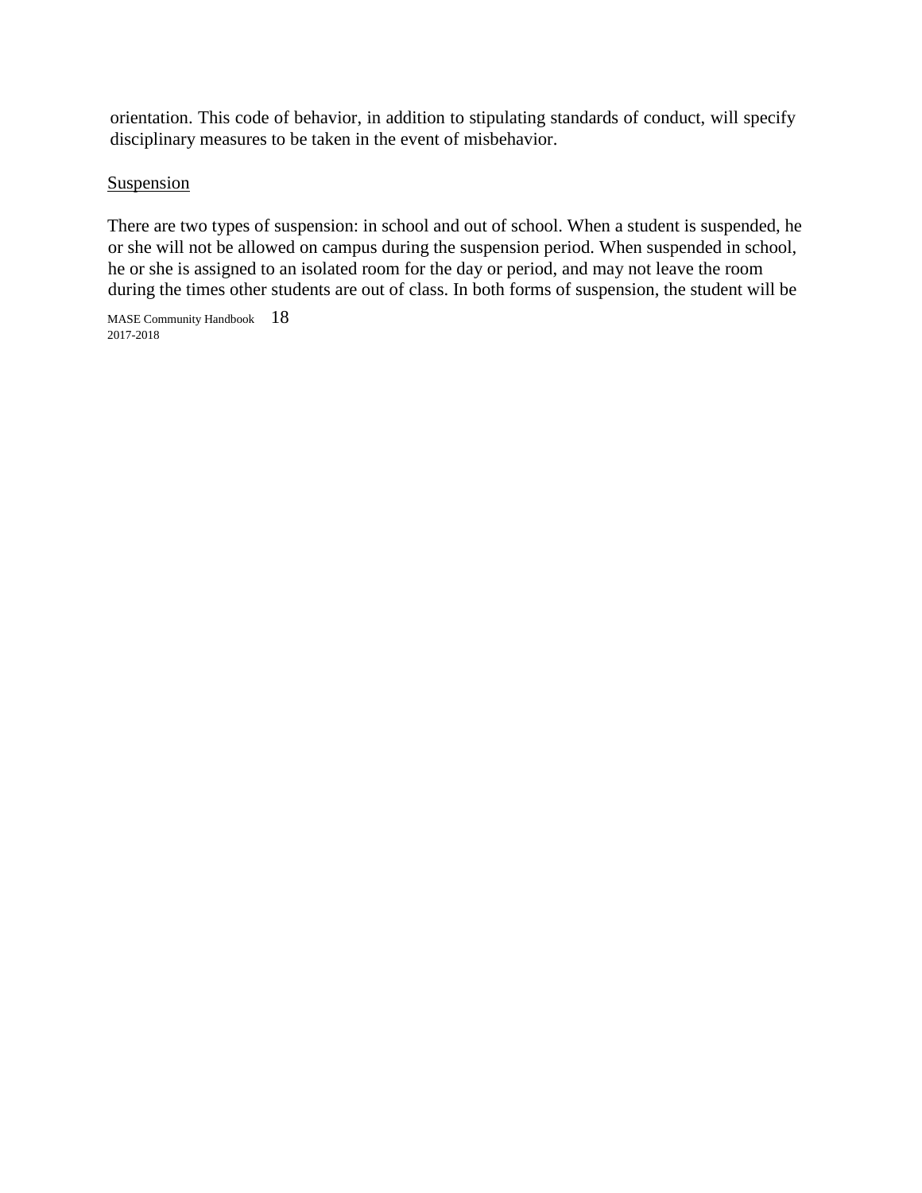orientation. This code of behavior, in addition to stipulating standards of conduct, will specify disciplinary measures to be taken in the event of misbehavior.

### Suspension

There are two types of suspension: in school and out of school. When a student is suspended, he or she will not be allowed on campus during the suspension period. When suspended in school, he or she is assigned to an isolated room for the day or period, and may not leave the room during the times other students are out of class. In both forms of suspension, the student will be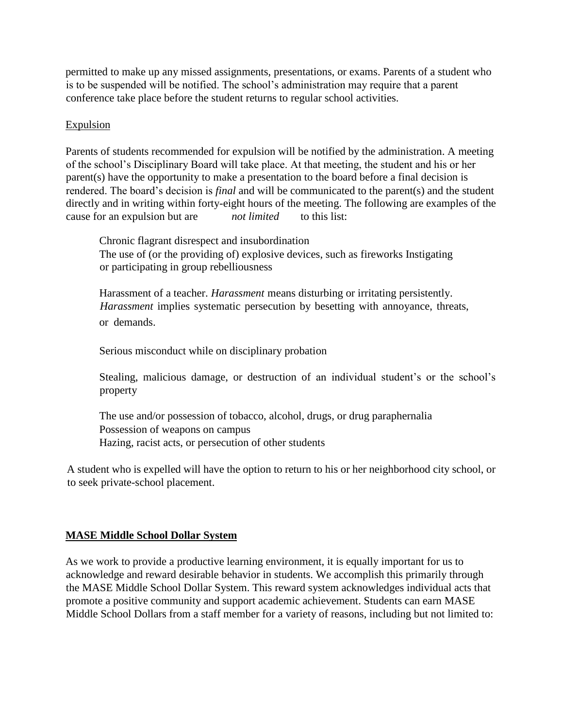permitted to make up any missed assignments, presentations, or exams. Parents of a student who is to be suspended will be notified. The school's administration may require that a parent conference take place before the student returns to regular school activities.

Expulsion

Parents of students recommended for expulsion will be notified by the administration. A meeting of the school's Disciplinary Board will take place. At that meeting, the student and his or her parent(s) have the opportunity to make a presentation to the board before a final decision is rendered. The board's decision is *final* and will be communicated to the parent(s) and the student directly and in writing within forty-eight hours of the meeting. The following are examples of the cause for an expulsion but are *not limited* to this list:

- Chronic flagrant disrespect and insubordination
- The use of (or the providing of) explosive devices, such as fireworks
- Instigating or participating in group rebelliousness
- Harassment of a teacher. *Harassment* means disturbing or irritating persistently. *Harassment* implies systematic persecution by besetting with annoyance, threats, or demands.
- Serious misconduct while on disciplinary probation
- Stealing, malicious damage, or destruction of an individual student's or the school's property
- The use and/or possession of tobacco, alcohol, drugs, or drug paraphernalia
- Possession of weapons on campus
- Hazing, racist acts, or persecution of other students

A student who is expelled will have the option to return to his or her neighborhood city school, or to seek private-school placement.

**MASE Middle School Dollar System**

As we work to provide a productive learning environment, it is equally important for us to acknowledge and reward desirable behavior in students. We accomplish this primarily through the MASE Middle School Dollar System. This reward system acknowledges individual acts that promote a positive community and support academic achievement. Students can earn MASE Middle School Dollars from a staff member for a variety of reasons, including but not limited to: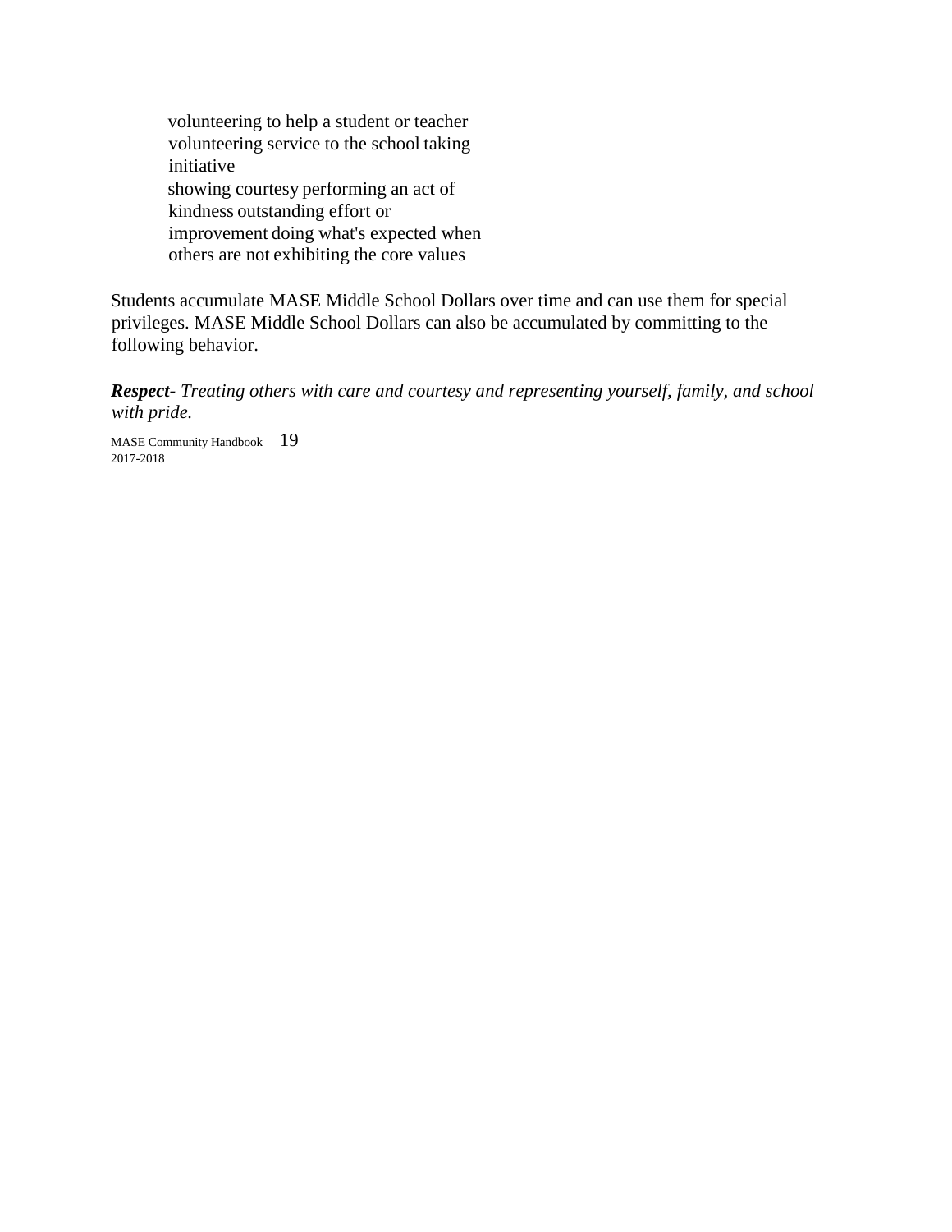- volunteering to help a student or teacher
- volunteering service to the school
- taking initiative
- showing courtesy
- performing an act of kindness
- outstanding effort or improvement
- doing what's expected when others are not
- exhibiting the core values

Students accumulate MASE Middle School Dollars over time and can use them for special privileges. MASE Middle School Dollars can also be accumulated by committing to the following behavior.

***Respect-*** *Treating others with care and courtesy and representing yourself, family, and school with pride.*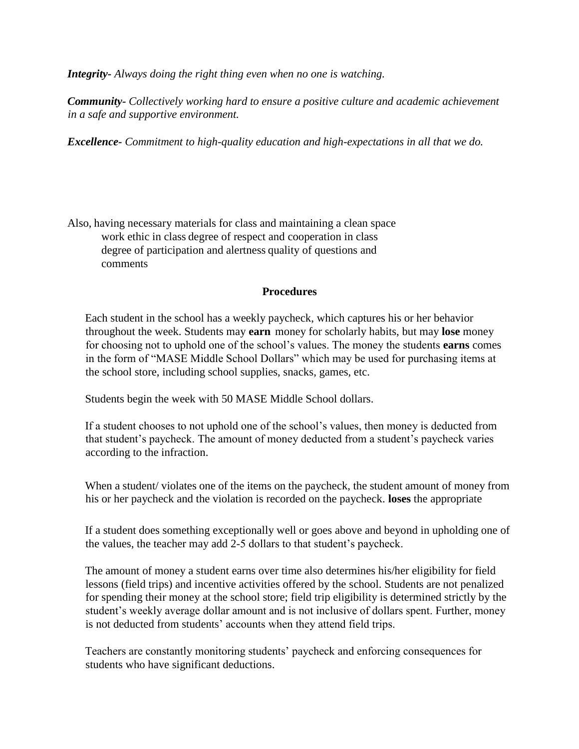***Integrity-*** *Always doing the right thing even when no one is watching.*

***Community-*** *Collectively working hard to ensure a positive culture and academic achievement in a safe and supportive environment.*

***Excellence-*** *Commitment to high-quality education and high-expectations in all that we do.*

Also, having necessary materials for class and maintaining a clean space work ethic in class degree of respect and cooperation in class degree of participation and alertness quality of questions and comments

**Procedures**

Each student in the school has a weekly paycheck, which captures his or her behavior throughout the week. Students may **earn** money for scholarly habits, but may **lose** money for choosing not to uphold one of the school's values. The money the students **earns** comes in the form of "MASE Middle School Dollars" which may be used for purchasing items at the school store, including school supplies, snacks, games, etc.

Students begin the week with 50 MASE Middle School dollars.

If a student chooses to not uphold one of the school's values, then money is deducted from that student's paycheck. The amount of money deducted from a student's paycheck varies according to the infraction.

When a student/ violates one of the items on the paycheck, the student amount of money from his or her paycheck and the violation is recorded on the paycheck. **loses** the appropriate

If a student does something exceptionally well or goes above and beyond in upholding one of the values, the teacher may add 2-5 dollars to that student's paycheck.

The amount of money a student earns over time also determines his/her eligibility for field lessons (field trips) and incentive activities offered by the school. Students are not penalized for spending their money at the school store; field trip eligibility is determined strictly by the student's weekly average dollar amount and is not inclusive of dollars spent. Further, money is not deducted from students' accounts when they attend field trips.

Teachers are constantly monitoring students' paycheck and enforcing consequences for students who have significant deductions.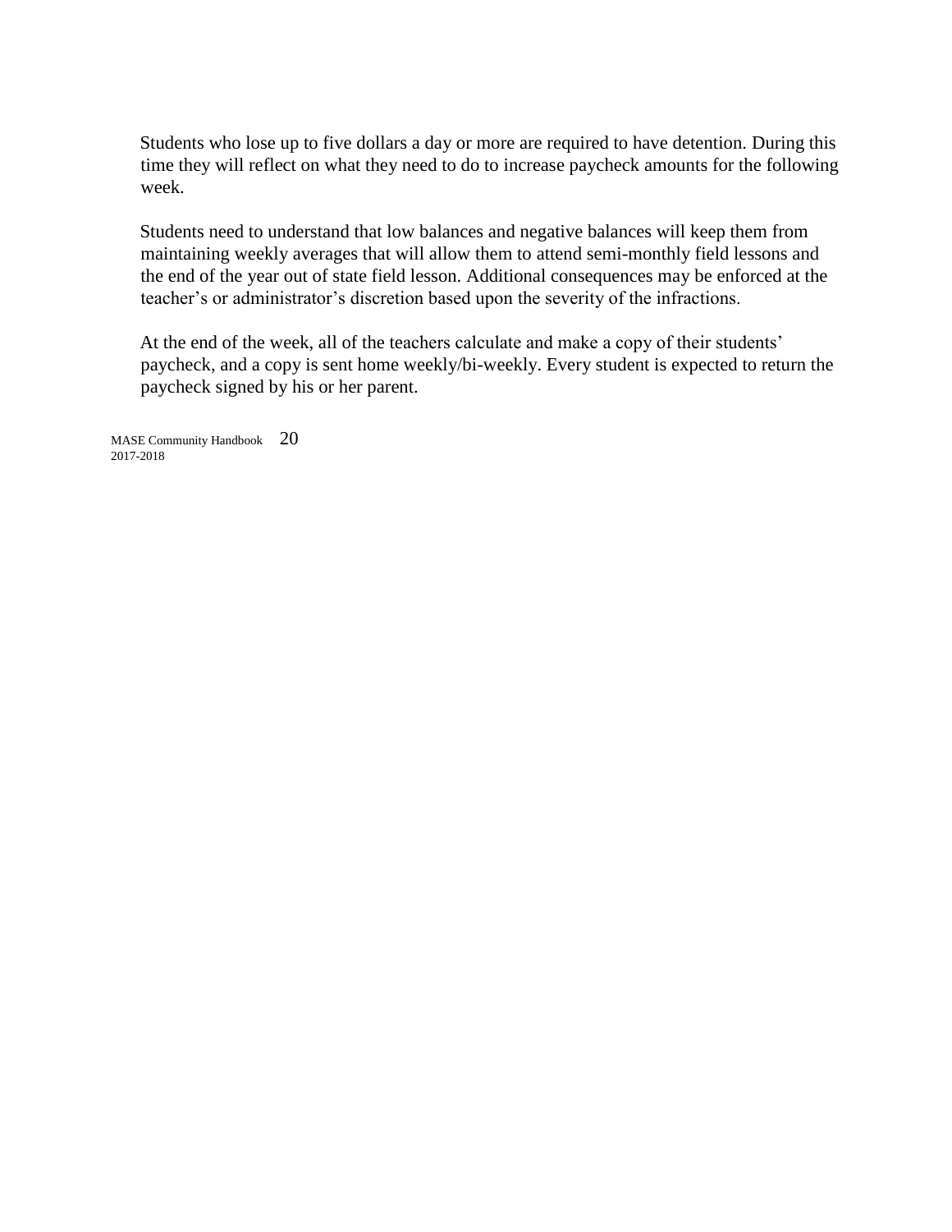Students who lose up to five dollars a day or more are required to have detention. During this time they will reflect on what they need to do to increase paycheck amounts for the following week.

Students need to understand that low balances and negative balances will keep them from maintaining weekly averages that will allow them to attend semi-monthly field lessons and the end of the year out of state field lesson. Additional consequences may be enforced at the teacher's or administrator's discretion based upon the severity of the infractions.

At the end of the week, all of the teachers calculate and make a copy of their students' paycheck, and a copy is sent home weekly/bi-weekly. Every student is expected to return the paycheck signed by his or her parent.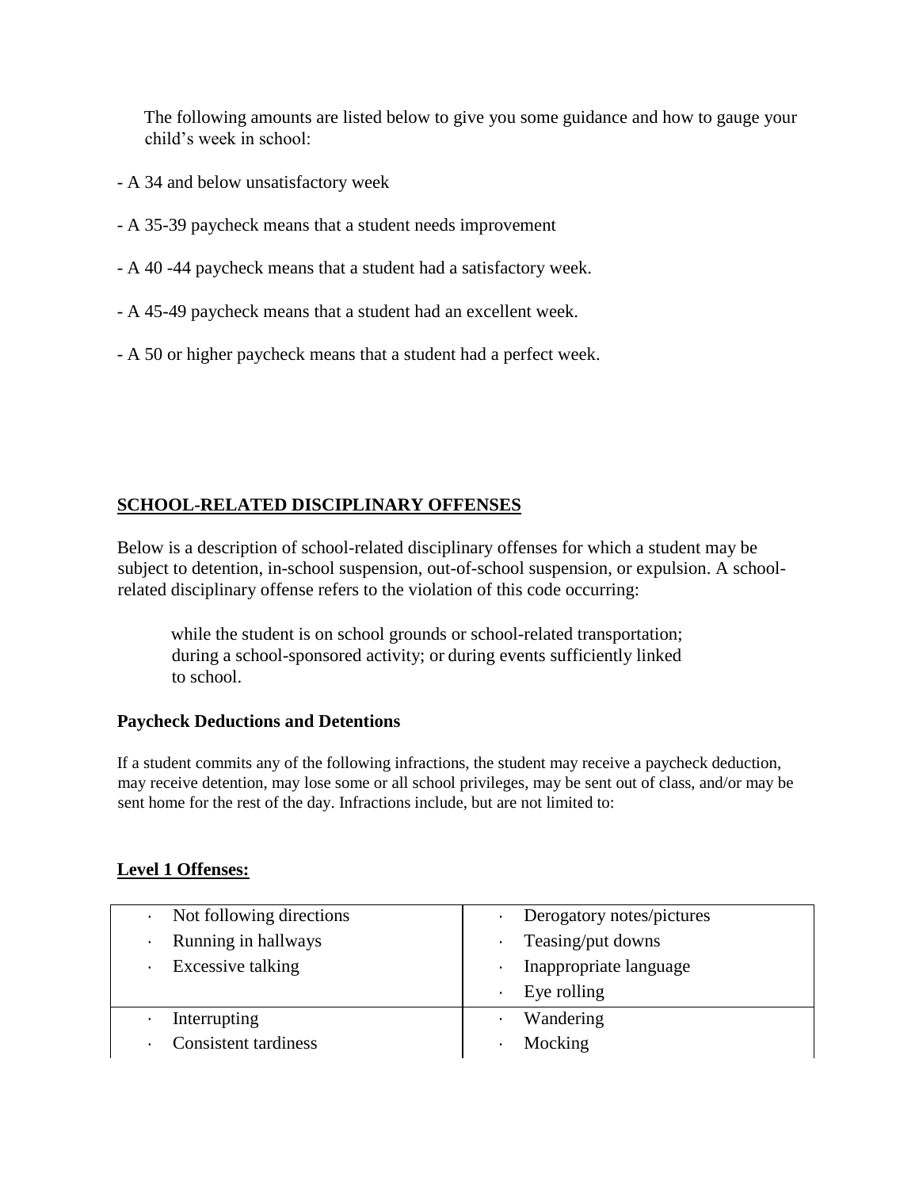The following amounts are listed below to give you some guidance and how to gauge your child's week in school:

- A 34 and below unsatisfactory week
- A 35-39 paycheck means that a student needs improvement
- A 40 -44 paycheck means that a student had a satisfactory week.
- A 45-49 paycheck means that a student had an excellent week.
- A 50 or higher paycheck means that a student had a perfect week.

## SCHOOL-RELATED DISCIPLINARY OFFENSES

Below is a description of school-related disciplinary offenses for which a student may be subject to detention, in-school suspension, out-of-school suspension, or expulsion. A school-related disciplinary offense refers to the violation of this code occurring:

> while the student is on school grounds or school-related transportation; during a school-sponsored activity; or during events sufficiently linked to school.

### Paycheck Deductions and Detentions

If a student commits any of the following infractions, the student may receive a paycheck deduction, may receive detention, may lose some or all school privileges, may be sent out of class, and/or may be sent home for the rest of the day. Infractions include, but are not limited to:

### Level 1 Offenses:

| | |
|---|---|
| · Not following directions<br>· Running in hallways<br>· Excessive talking | · Derogatory notes/pictures<br>· Teasing/put downs<br>· Inappropriate language<br>· Eye rolling |
| · Interrupting<br>· Consistent tardiness | · Wandering<br>· Mocking |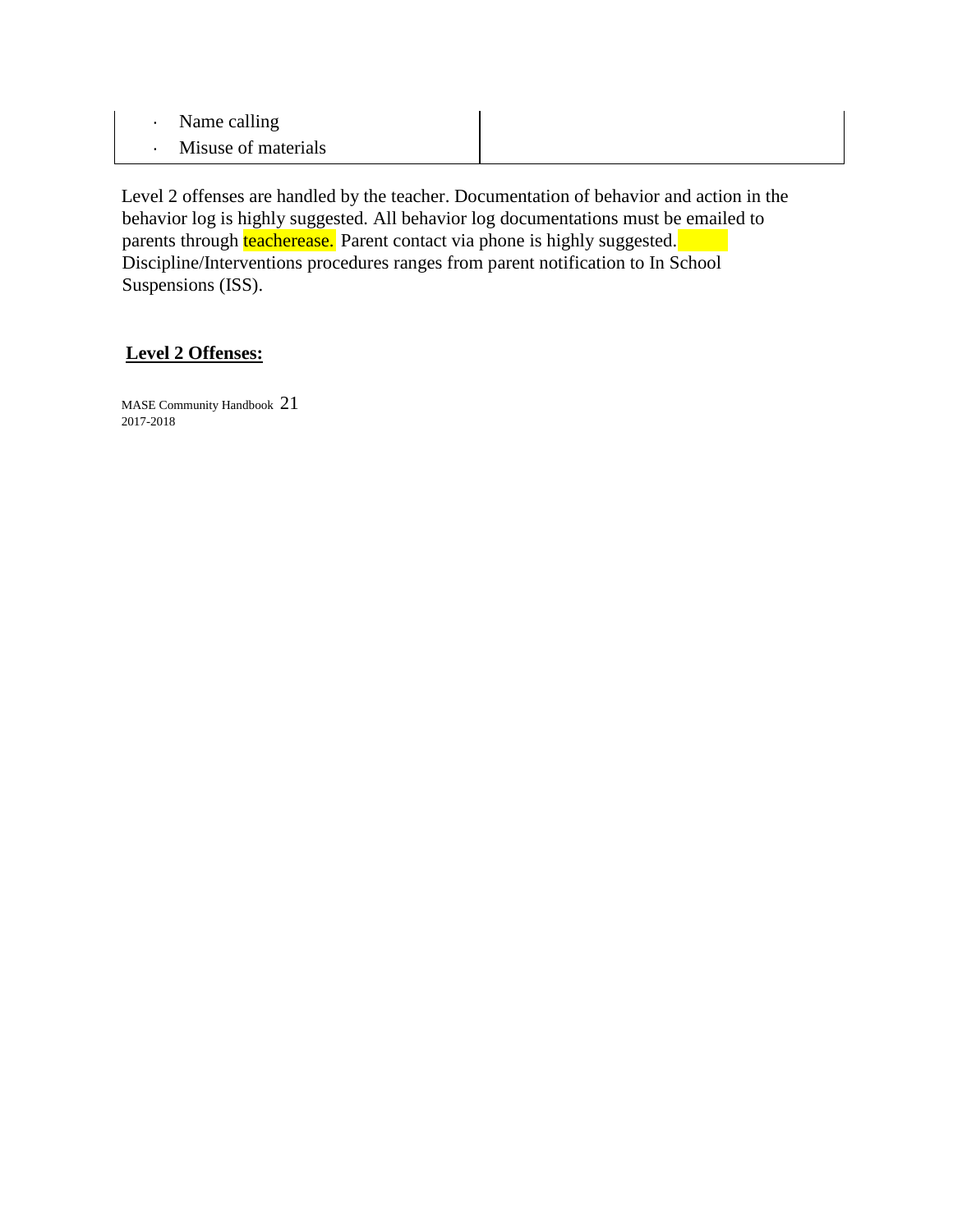| | |
|---|---|
| · Name calling<br>· Misuse of materials | |

Level 2 offenses are handled by the teacher. Documentation of behavior and action in the behavior log is highly suggested. All behavior log documentations must be emailed to parents through teacherease. Parent contact via phone is highly suggested. Discipline/Interventions procedures ranges from parent notification to In School Suspensions (ISS).

**Level 2 Offenses:**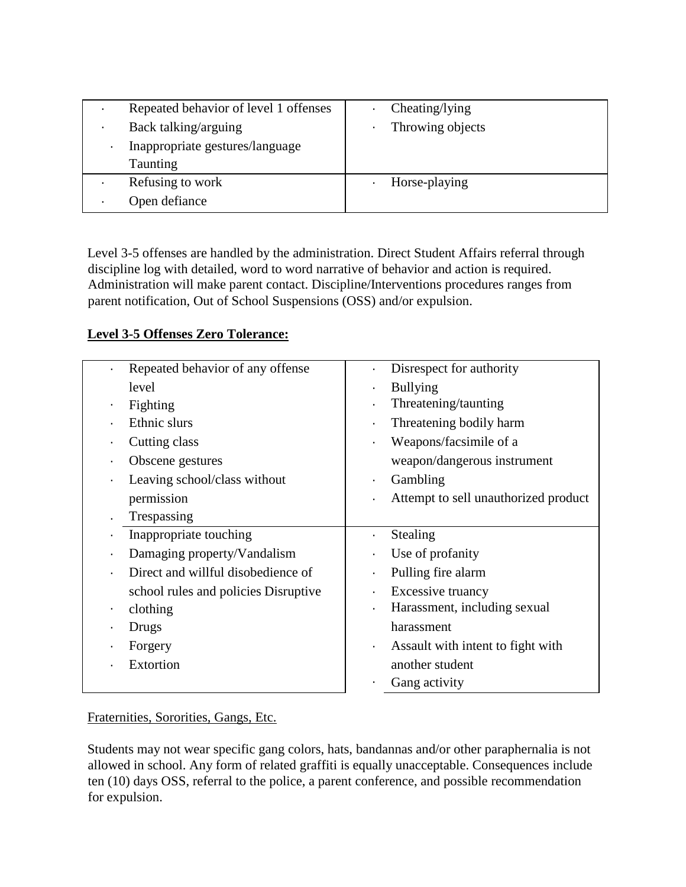| | |
|---|---|
| · Repeated behavior of level 1 offenses<br>· Back talking/arguing<br>· Inappropriate gestures/language Taunting | · Cheating/lying<br>· Throwing objects |
| · Refusing to work<br>· Open defiance | · Horse-playing |

Level 3-5 offenses are handled by the administration. Direct Student Affairs referral through discipline log with detailed, word to word narrative of behavior and action is required. Administration will make parent contact. Discipline/Interventions procedures ranges from parent notification, Out of School Suspensions (OSS) and/or expulsion.

**Level 3-5 Offenses Zero Tolerance:**

| | |
|---|---|
| · Repeated behavior of any offense level<br>· Fighting<br>· Ethnic slurs<br>· Cutting class<br>· Obscene gestures<br>· Leaving school/class without permission<br>· Trespassing | · Disrespect for authority<br>· Bullying<br>· Threatening/taunting<br>· Threatening bodily harm<br>· Weapons/facsimile of a weapon/dangerous instrument<br>· Gambling<br>· Attempt to sell unauthorized product |
| · Inappropriate touching<br>· Damaging property/Vandalism<br>· Direct and willful disobedience of school rules and policies Disruptive<br>· clothing<br>· Drugs<br>· Forgery<br>· Extortion | · Stealing<br>· Use of profanity<br>· Pulling fire alarm<br>· Excessive truancy<br>· Harassment, including sexual harassment<br>· Assault with intent to fight with another student<br>· Gang activity |

Fraternities, Sororities, Gangs, Etc.

Students may not wear specific gang colors, hats, bandannas and/or other paraphernalia is not allowed in school. Any form of related graffiti is equally unacceptable. Consequences include ten (10) days OSS, referral to the police, a parent conference, and possible recommendation for expulsion.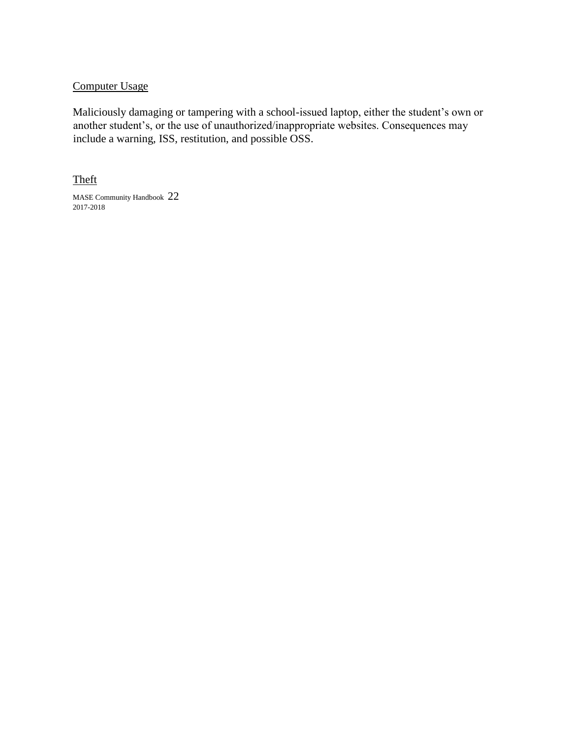Computer Usage

Maliciously damaging or tampering with a school-issued laptop, either the student's own or another student's, or the use of unauthorized/inappropriate websites. Consequences may include a warning, ISS, restitution, and possible OSS.

Theft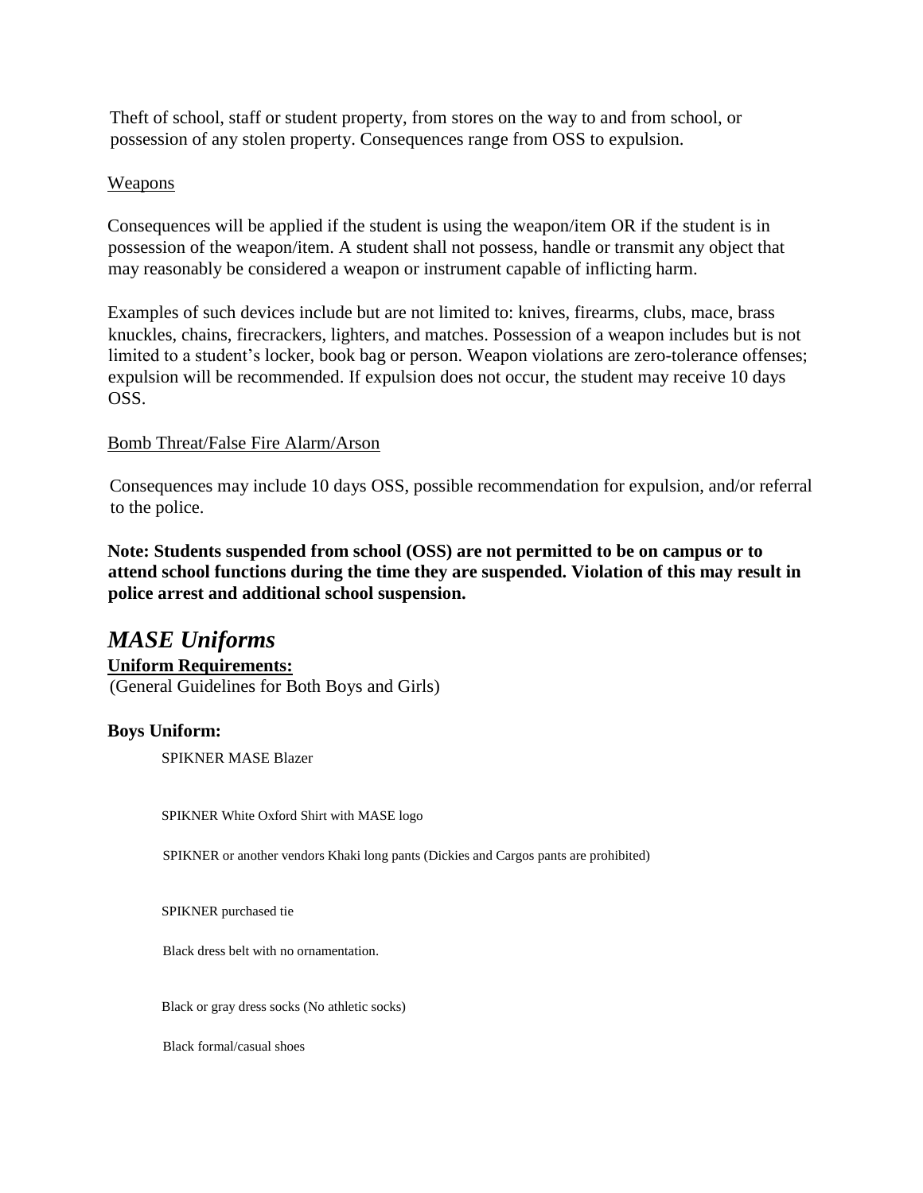Theft of school, staff or student property, from stores on the way to and from school, or possession of any stolen property. Consequences range from OSS to expulsion.

Weapons

Consequences will be applied if the student is using the weapon/item OR if the student is in possession of the weapon/item. A student shall not possess, handle or transmit any object that may reasonably be considered a weapon or instrument capable of inflicting harm.

Examples of such devices include but are not limited to: knives, firearms, clubs, mace, brass knuckles, chains, firecrackers, lighters, and matches. Possession of a weapon includes but is not limited to a student's locker, book bag or person. Weapon violations are zero-tolerance offenses; expulsion will be recommended. If expulsion does not occur, the student may receive 10 days OSS.

Bomb Threat/False Fire Alarm/Arson

Consequences may include 10 days OSS, possible recommendation for expulsion, and/or referral to the police.

**Note: Students suspended from school (OSS) are not permitted to be on campus or to attend school functions during the time they are suspended. Violation of this may result in police arrest and additional school suspension.**

## *MASE Uniforms*

**Uniform Requirements:**

(General Guidelines for Both Boys and Girls)

**Boys Uniform:**

SPIKNER MASE Blazer

SPIKNER White Oxford Shirt with MASE logo

SPIKNER or another vendors Khaki long pants (Dickies and Cargos pants are prohibited)

SPIKNER purchased tie

Black dress belt with no ornamentation.

Black or gray dress socks (No athletic socks)

Black formal/casual shoes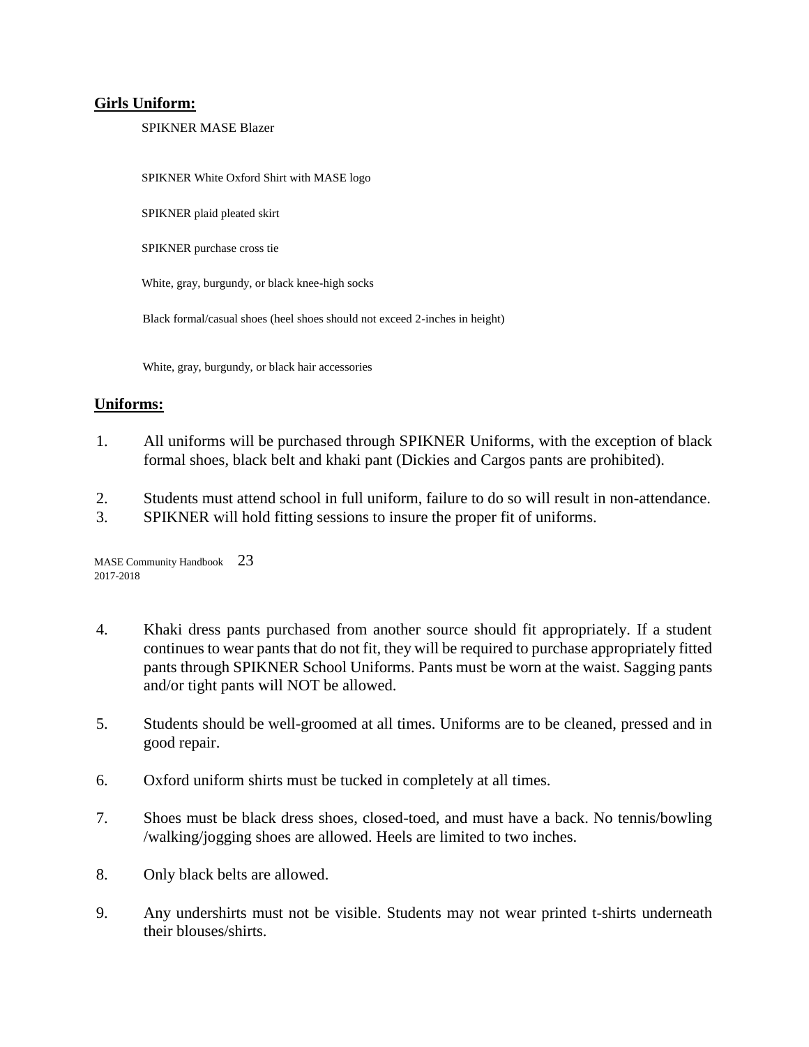**Girls Uniform:**

SPIKNER MASE Blazer

SPIKNER White Oxford Shirt with MASE logo

SPIKNER plaid pleated skirt

SPIKNER purchase cross tie

White, gray, burgundy, or black knee-high socks

Black formal/casual shoes (heel shoes should not exceed 2-inches in height)

White, gray, burgundy, or black hair accessories

**Uniforms:**

1. All uniforms will be purchased through SPIKNER Uniforms, with the exception of black formal shoes, black belt and khaki pant (Dickies and Cargos pants are prohibited).
2. Students must attend school in full uniform, failure to do so will result in non-attendance.
3. SPIKNER will hold fitting sessions to insure the proper fit of uniforms.
4. Khaki dress pants purchased from another source should fit appropriately. If a student continues to wear pants that do not fit, they will be required to purchase appropriately fitted pants through SPIKNER School Uniforms. Pants must be worn at the waist. Sagging pants and/or tight pants will NOT be allowed.
5. Students should be well-groomed at all times. Uniforms are to be cleaned, pressed and in good repair.
6. Oxford uniform shirts must be tucked in completely at all times.
7. Shoes must be black dress shoes, closed-toed, and must have a back. No tennis/bowling /walking/jogging shoes are allowed. Heels are limited to two inches.
8. Only black belts are allowed.
9. Any undershirts must not be visible. Students may not wear printed t-shirts underneath their blouses/shirts.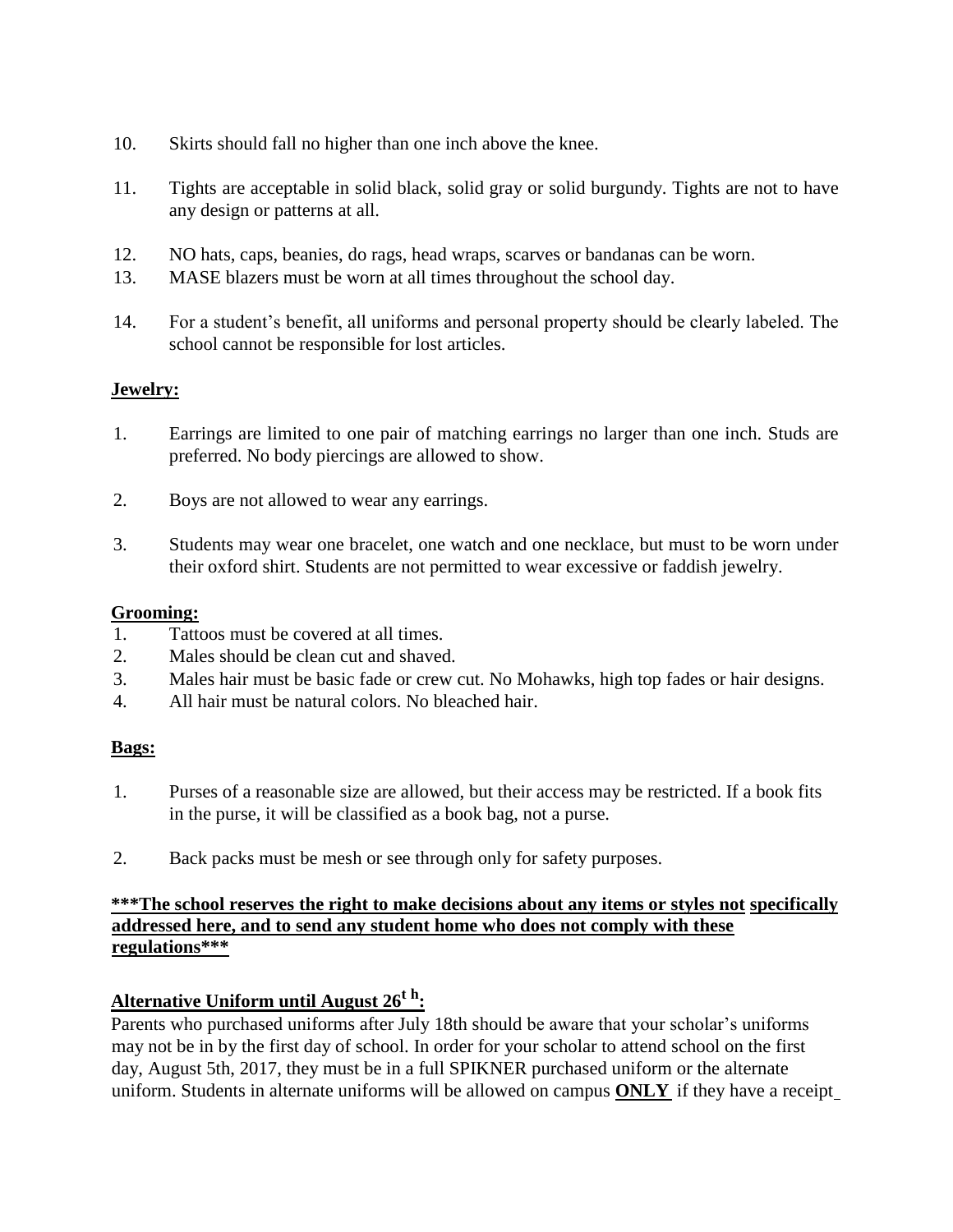10. Skirts should fall no higher than one inch above the knee.

11. Tights are acceptable in solid black, solid gray or solid burgundy. Tights are not to have any design or patterns at all.

12. NO hats, caps, beanies, do rags, head wraps, scarves or bandanas can be worn.
13. MASE blazers must be worn at all times throughout the school day.

14. For a student's benefit, all uniforms and personal property should be clearly labeled. The school cannot be responsible for lost articles.

**Jewelry:**

1. Earrings are limited to one pair of matching earrings no larger than one inch. Studs are preferred. No body piercings are allowed to show.

2. Boys are not allowed to wear any earrings.

3. Students may wear one bracelet, one watch and one necklace, but must to be worn under their oxford shirt. Students are not permitted to wear excessive or faddish jewelry.

**Grooming:**

1. Tattoos must be covered at all times.
2. Males should be clean cut and shaved.
3. Males hair must be basic fade or crew cut. No Mohawks, high top fades or hair designs.
4. All hair must be natural colors. No bleached hair.

**Bags:**

1. Purses of a reasonable size are allowed, but their access may be restricted. If a book fits in the purse, it will be classified as a book bag, not a purse.

2. Back packs must be mesh or see through only for safety purposes.

**\*\*\*The school reserves the right to make decisions about any items or styles not specifically addressed here, and to send any student home who does not comply with these regulations\*\*\***

**Alternative Uniform until August 26th:**

Parents who purchased uniforms after July 18th should be aware that your scholar's uniforms may not be in by the first day of school. In order for your scholar to attend school on the first day, August 5th, 2017, they must be in a full SPIKNER purchased uniform or the alternate uniform. Students in alternate uniforms will be allowed on campus **ONLY** if they have a receipt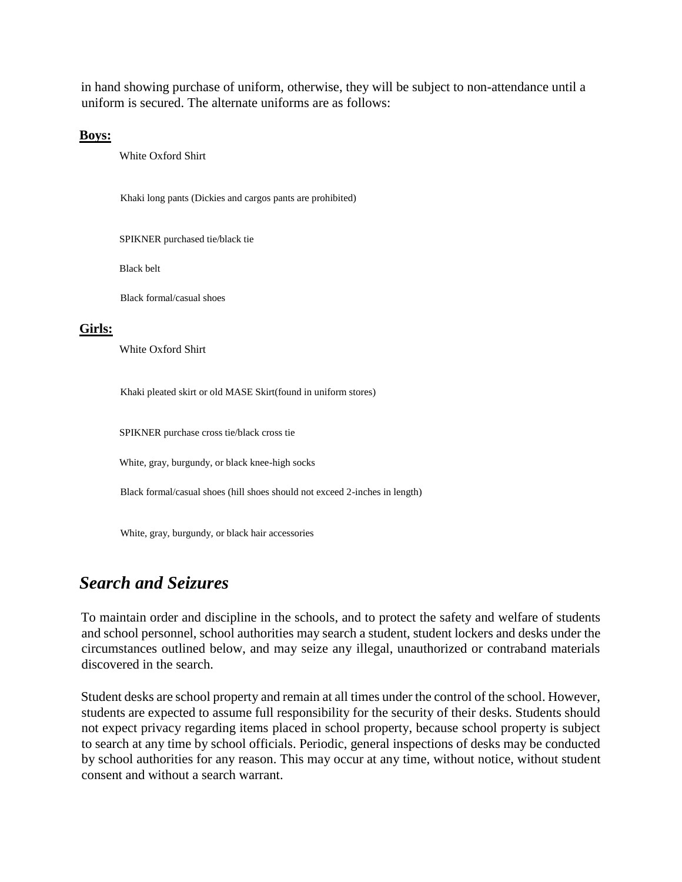in hand showing purchase of uniform, otherwise, they will be subject to non-attendance until a uniform is secured. The alternate uniforms are as follows:

**Boys:**

White Oxford Shirt

Khaki long pants (Dickies and cargos pants are prohibited)

SPIKNER purchased tie/black tie

Black belt

Black formal/casual shoes

**Girls:**

White Oxford Shirt

Khaki pleated skirt or old MASE Skirt(found in uniform stores)

SPIKNER purchase cross tie/black cross tie

White, gray, burgundy, or black knee-high socks

Black formal/casual shoes (hill shoes should not exceed 2-inches in length)

White, gray, burgundy, or black hair accessories

## *Search and Seizures*

To maintain order and discipline in the schools, and to protect the safety and welfare of students and school personnel, school authorities may search a student, student lockers and desks under the circumstances outlined below, and may seize any illegal, unauthorized or contraband materials discovered in the search.

Student desks are school property and remain at all times under the control of the school. However, students are expected to assume full responsibility for the security of their desks. Students should not expect privacy regarding items placed in school property, because school property is subject to search at any time by school officials. Periodic, general inspections of desks may be conducted by school authorities for any reason. This may occur at any time, without notice, without student consent and without a search warrant.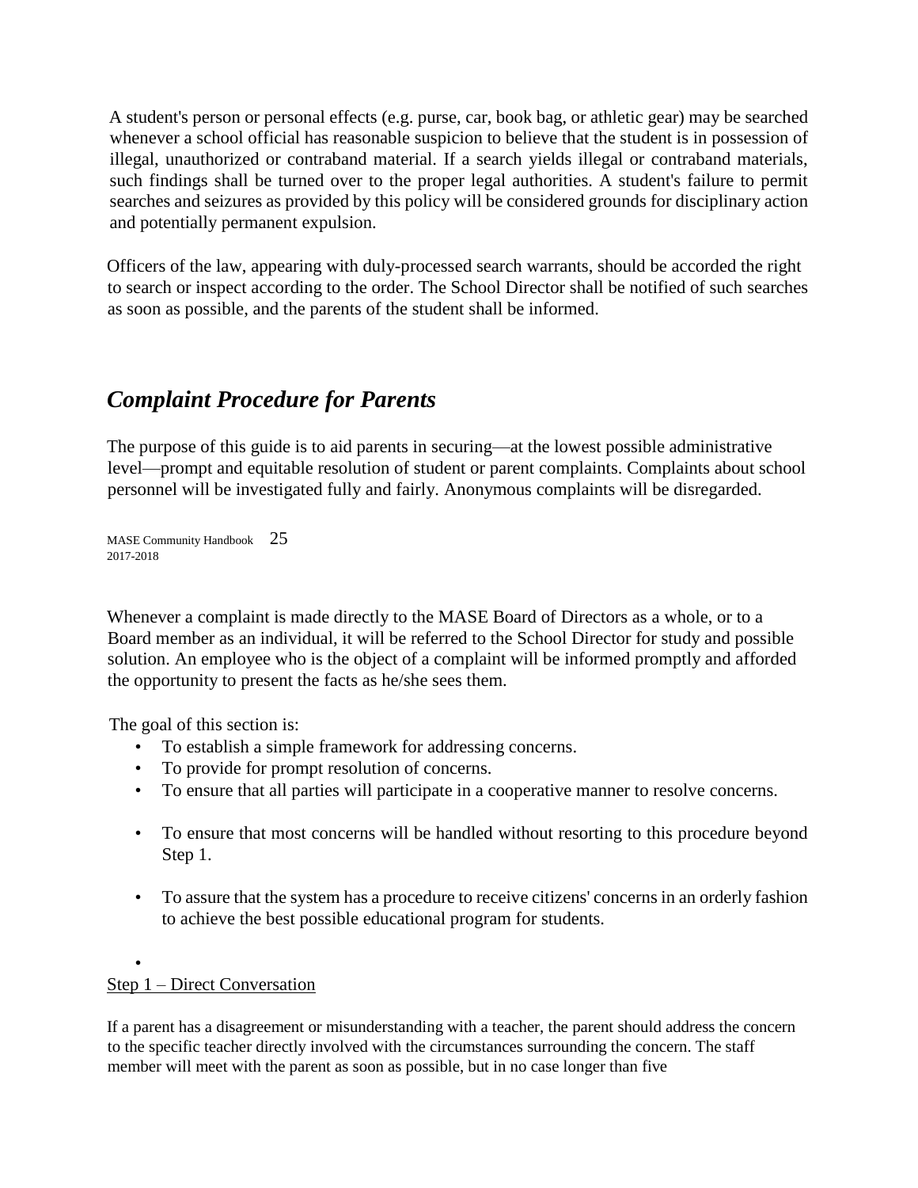A student's person or personal effects (e.g. purse, car, book bag, or athletic gear) may be searched whenever a school official has reasonable suspicion to believe that the student is in possession of illegal, unauthorized or contraband material. If a search yields illegal or contraband materials, such findings shall be turned over to the proper legal authorities. A student's failure to permit searches and seizures as provided by this policy will be considered grounds for disciplinary action and potentially permanent expulsion.

Officers of the law, appearing with duly-processed search warrants, should be accorded the right to search or inspect according to the order. The School Director shall be notified of such searches as soon as possible, and the parents of the student shall be informed.

## *Complaint Procedure for Parents*

The purpose of this guide is to aid parents in securing—at the lowest possible administrative level—prompt and equitable resolution of student or parent complaints. Complaints about school personnel will be investigated fully and fairly. Anonymous complaints will be disregarded.

Whenever a complaint is made directly to the MASE Board of Directors as a whole, or to a Board member as an individual, it will be referred to the School Director for study and possible solution. An employee who is the object of a complaint will be informed promptly and afforded the opportunity to present the facts as he/she sees them.

The goal of this section is:

- To establish a simple framework for addressing concerns.
- To provide for prompt resolution of concerns.
- To ensure that all parties will participate in a cooperative manner to resolve concerns.
- To ensure that most concerns will be handled without resorting to this procedure beyond Step 1.
- To assure that the system has a procedure to receive citizens' concerns in an orderly fashion to achieve the best possible educational program for students.

Step 1 – Direct Conversation

If a parent has a disagreement or misunderstanding with a teacher, the parent should address the concern to the specific teacher directly involved with the circumstances surrounding the concern. The staff member will meet with the parent as soon as possible, but in no case longer than five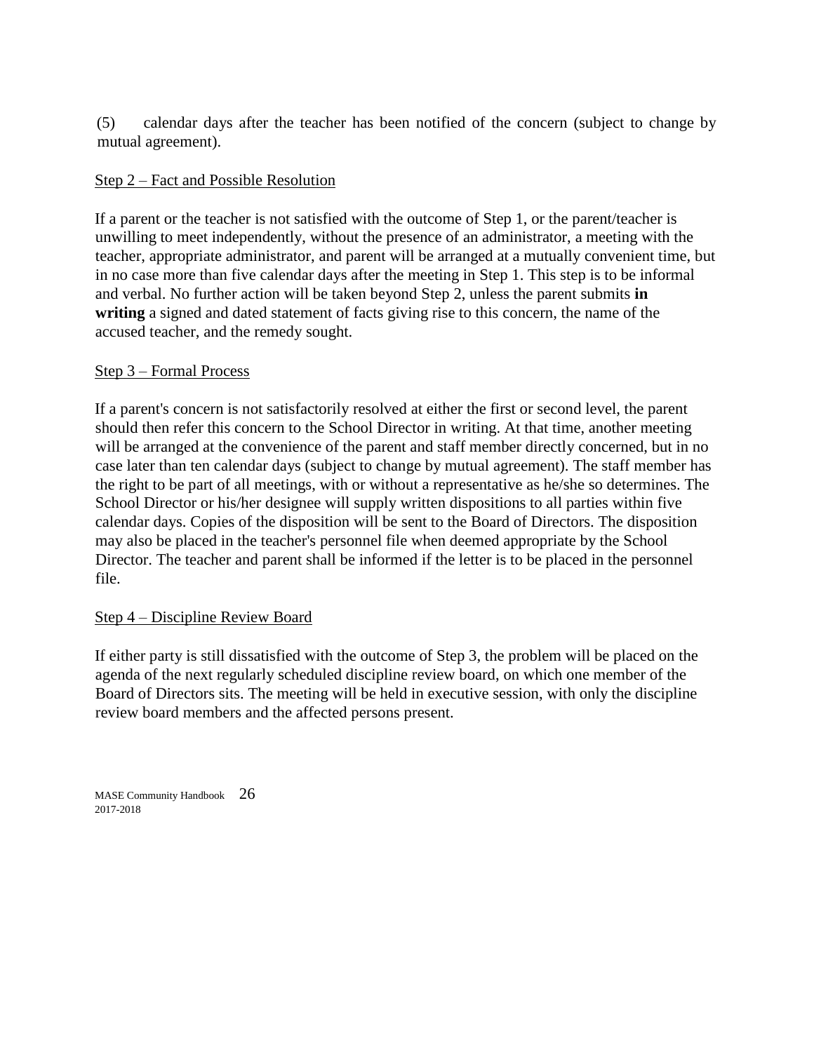(5) calendar days after the teacher has been notified of the concern (subject to change by mutual agreement).

Step 2 – Fact and Possible Resolution

If a parent or the teacher is not satisfied with the outcome of Step 1, or the parent/teacher is unwilling to meet independently, without the presence of an administrator, a meeting with the teacher, appropriate administrator, and parent will be arranged at a mutually convenient time, but in no case more than five calendar days after the meeting in Step 1. This step is to be informal and verbal. No further action will be taken beyond Step 2, unless the parent submits **in writing** a signed and dated statement of facts giving rise to this concern, the name of the accused teacher, and the remedy sought.

Step 3 – Formal Process

If a parent's concern is not satisfactorily resolved at either the first or second level, the parent should then refer this concern to the School Director in writing. At that time, another meeting will be arranged at the convenience of the parent and staff member directly concerned, but in no case later than ten calendar days (subject to change by mutual agreement). The staff member has the right to be part of all meetings, with or without a representative as he/she so determines. The School Director or his/her designee will supply written dispositions to all parties within five calendar days. Copies of the disposition will be sent to the Board of Directors. The disposition may also be placed in the teacher's personnel file when deemed appropriate by the School Director. The teacher and parent shall be informed if the letter is to be placed in the personnel file.

Step 4 – Discipline Review Board

If either party is still dissatisfied with the outcome of Step 3, the problem will be placed on the agenda of the next regularly scheduled discipline review board, on which one member of the Board of Directors sits. The meeting will be held in executive session, with only the discipline review board members and the affected persons present.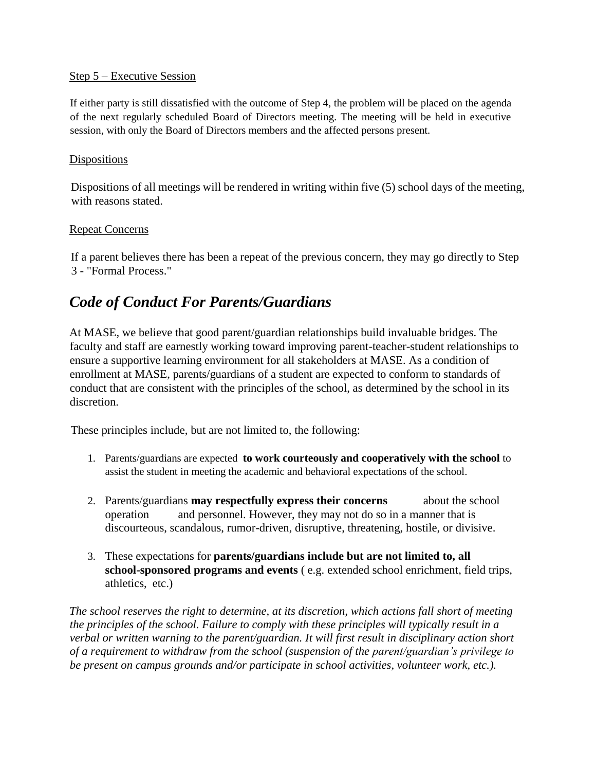Step 5 – Executive Session

If either party is still dissatisfied with the outcome of Step 4, the problem will be placed on the agenda of the next regularly scheduled Board of Directors meeting. The meeting will be held in executive session, with only the Board of Directors members and the affected persons present.

Dispositions

Dispositions of all meetings will be rendered in writing within five (5) school days of the meeting, with reasons stated.

Repeat Concerns

If a parent believes there has been a repeat of the previous concern, they may go directly to Step 3 - "Formal Process."

## *Code of Conduct For Parents/Guardians*

At MASE, we believe that good parent/guardian relationships build invaluable bridges. The faculty and staff are earnestly working toward improving parent-teacher-student relationships to ensure a supportive learning environment for all stakeholders at MASE. As a condition of enrollment at MASE, parents/guardians of a student are expected to conform to standards of conduct that are consistent with the principles of the school, as determined by the school in its discretion.

These principles include, but are not limited to, the following:

1. Parents/guardians are expected **to work courteously and cooperatively with the school** to assist the student in meeting the academic and behavioral expectations of the school.

2. Parents/guardians **may respectfully express their concerns** about the school operation and personnel. However, they may not do so in a manner that is discourteous, scandalous, rumor-driven, disruptive, threatening, hostile, or divisive.

3. These expectations for **parents/guardians include but are not limited to, all school-sponsored programs and events** ( e.g. extended school enrichment, field trips, athletics, etc.)

*The school reserves the right to determine, at its discretion, which actions fall short of meeting the principles of the school. Failure to comply with these principles will typically result in a verbal or written warning to the parent/guardian. It will first result in disciplinary action short of a requirement to withdraw from the school (suspension of the parent/guardian's privilege to be present on campus grounds and/or participate in school activities, volunteer work, etc.).*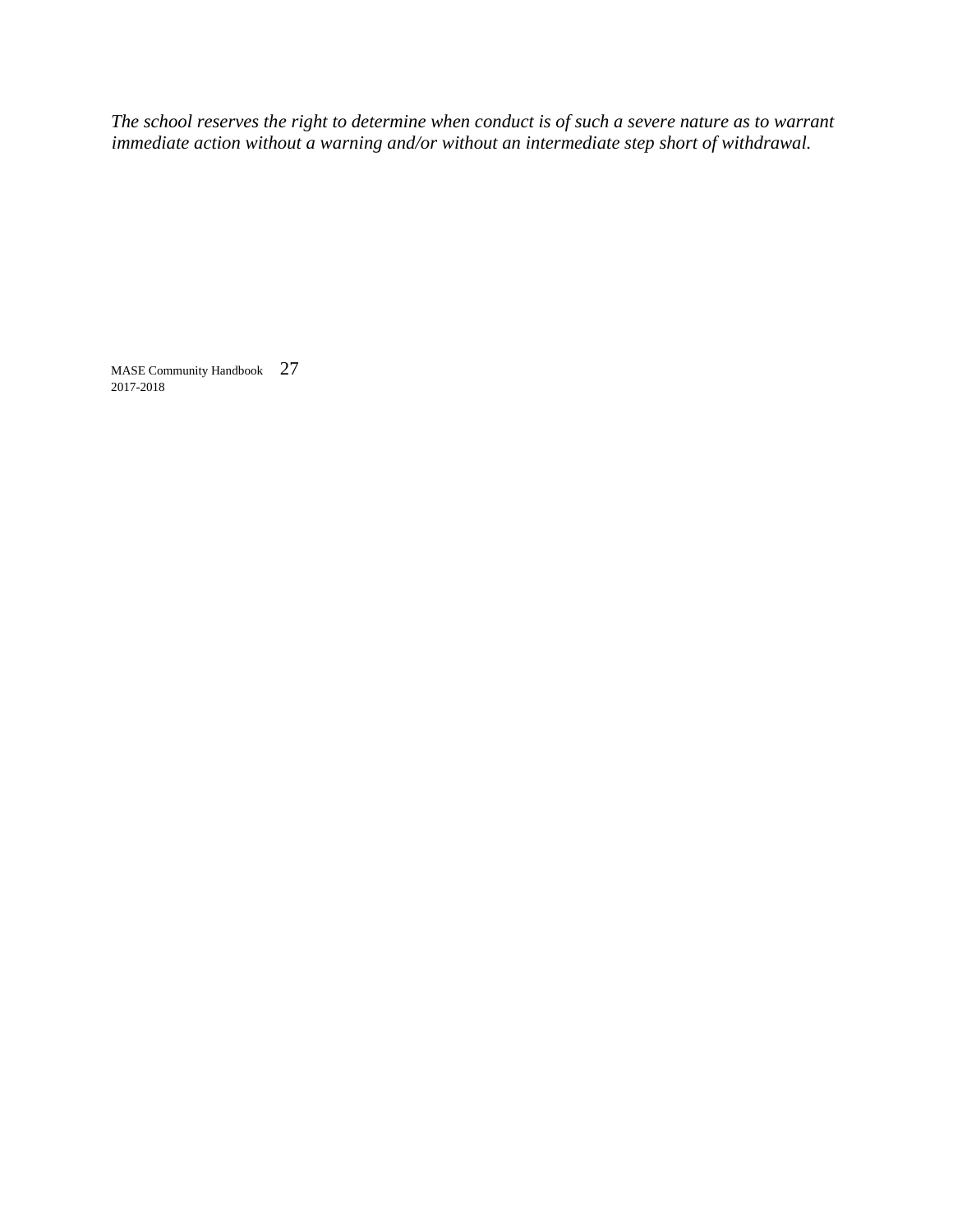*The school reserves the right to determine when conduct is of such a severe nature as to warrant immediate action without a warning and/or without an intermediate step short of withdrawal.*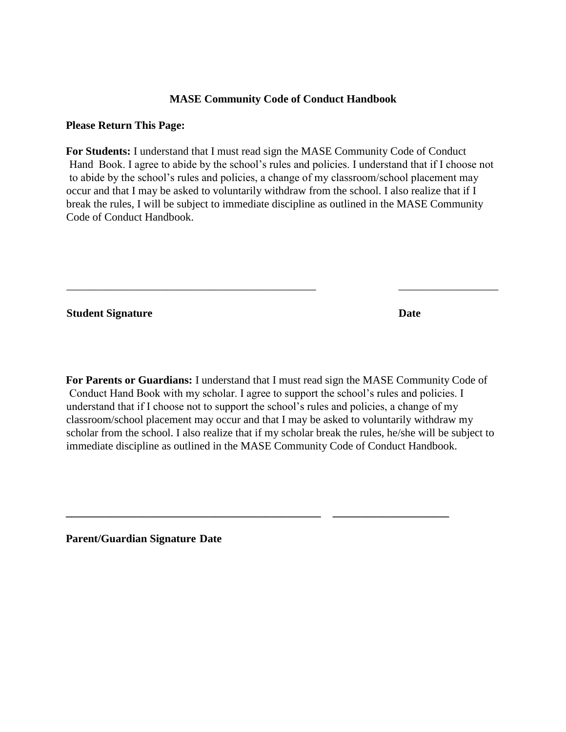**MASE Community Code of Conduct Handbook**

**Please Return This Page:**

**For Students:** I understand that I must read sign the MASE Community Code of Conduct Hand Book. I agree to abide by the school's rules and policies. I understand that if I choose not to abide by the school's rules and policies, a change of my classroom/school placement may occur and that I may be asked to voluntarily withdraw from the school. I also realize that if I break the rules, I will be subject to immediate discipline as outlined in the MASE Community Code of Conduct Handbook.

_____________________________________________ __________________

**Student Signature** **Date**

**For Parents or Guardians:** I understand that I must read sign the MASE Community Code of Conduct Hand Book with my scholar. I agree to support the school's rules and policies. I understand that if I choose not to support the school's rules and policies, a change of my classroom/school placement may occur and that I may be asked to voluntarily withdraw my scholar from the school. I also realize that if my scholar break the rules, he/she will be subject to immediate discipline as outlined in the MASE Community Code of Conduct Handbook.

_____________________________________________ ____________________

**Parent/Guardian Signature Date**